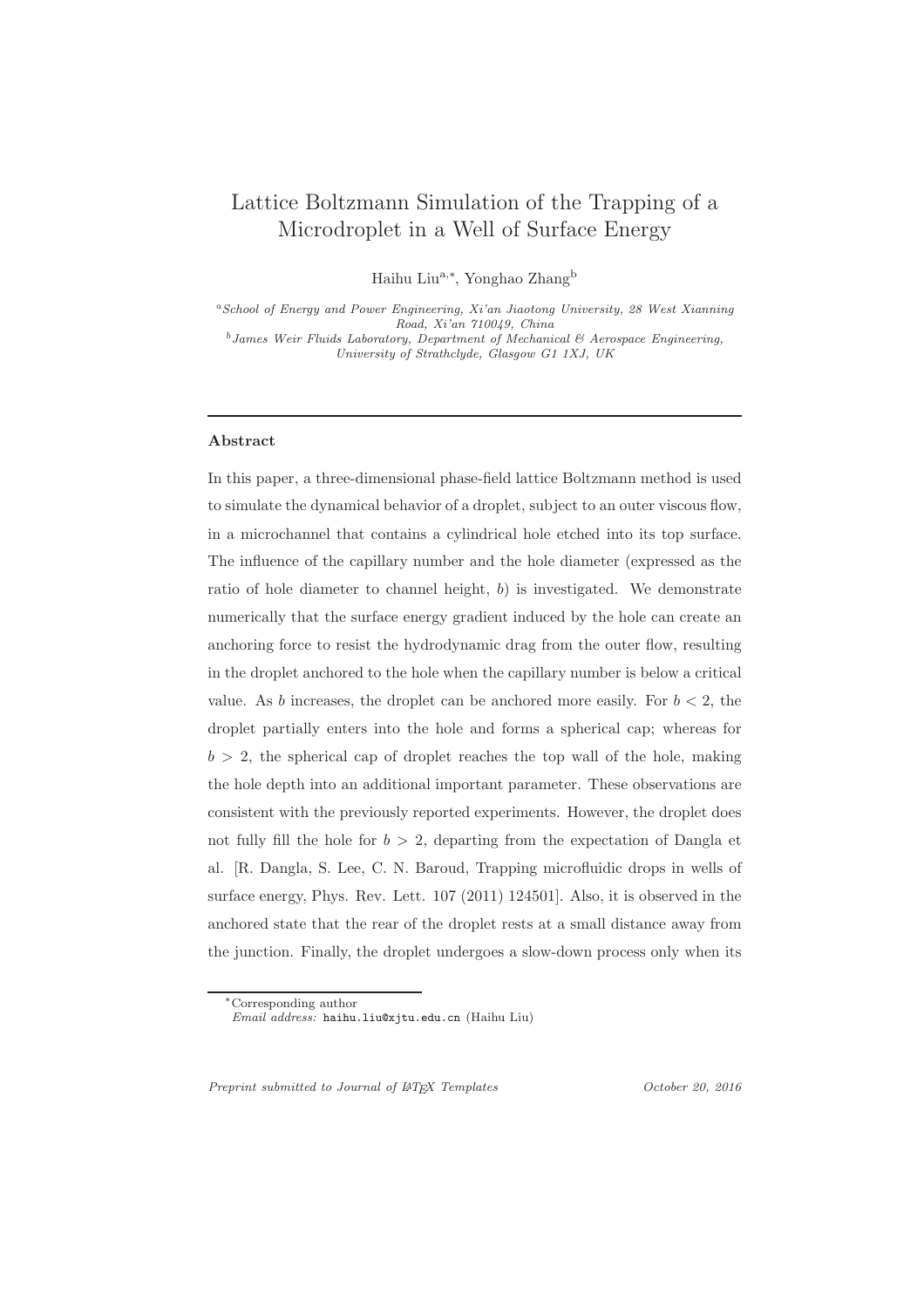# Lattice Boltzmann Simulation of the Trapping of a Microdroplet in a Well of Surface Energy

Haihu Liu[a,*], Yonghao Zhang[b]

[a] *School of Energy and Power Engineering, Xi'an Jiaotong University, 28 West Xianning Road, Xi'an 710049, China*

[b] *James Weir Fluids Laboratory, Department of Mechanical & Aerospace Engineering, University of Strathclyde, Glasgow G1 1XJ, UK*

---

## Abstract

In this paper, a three-dimensional phase-field lattice Boltzmann method is used to simulate the dynamical behavior of a droplet, subject to an outer viscous flow, in a microchannel that contains a cylindrical hole etched into its top surface. The influence of the capillary number and the hole diameter (expressed as the ratio of hole diameter to channel height, $b$) is investigated. We demonstrate numerically that the surface energy gradient induced by the hole can create an anchoring force to resist the hydrodynamic drag from the outer flow, resulting in the droplet anchored to the hole when the capillary number is below a critical value. As $b$ increases, the droplet can be anchored more easily. For $b < 2$, the droplet partially enters into the hole and forms a spherical cap; whereas for $b > 2$, the spherical cap of droplet reaches the top wall of the hole, making the hole depth into an additional important parameter. These observations are consistent with the previously reported experiments. However, the droplet does not fully fill the hole for $b > 2$, departing from the expectation of Dangla et al. [R. Dangla, S. Lee, C. N. Baroud, Trapping microfluidic drops in wells of surface energy, Phys. Rev. Lett. 107 (2011) 124501]. Also, it is observed in the anchored state that the rear of the droplet rests at a small distance away from the junction. Finally, the droplet undergoes a slow-down process only when its

---

*Corresponding author
*Email address:* haihu.liu@xjtu.edu.cn (Haihu Liu)

*Preprint submitted to Journal of LaTeX Templates* October 20, 2016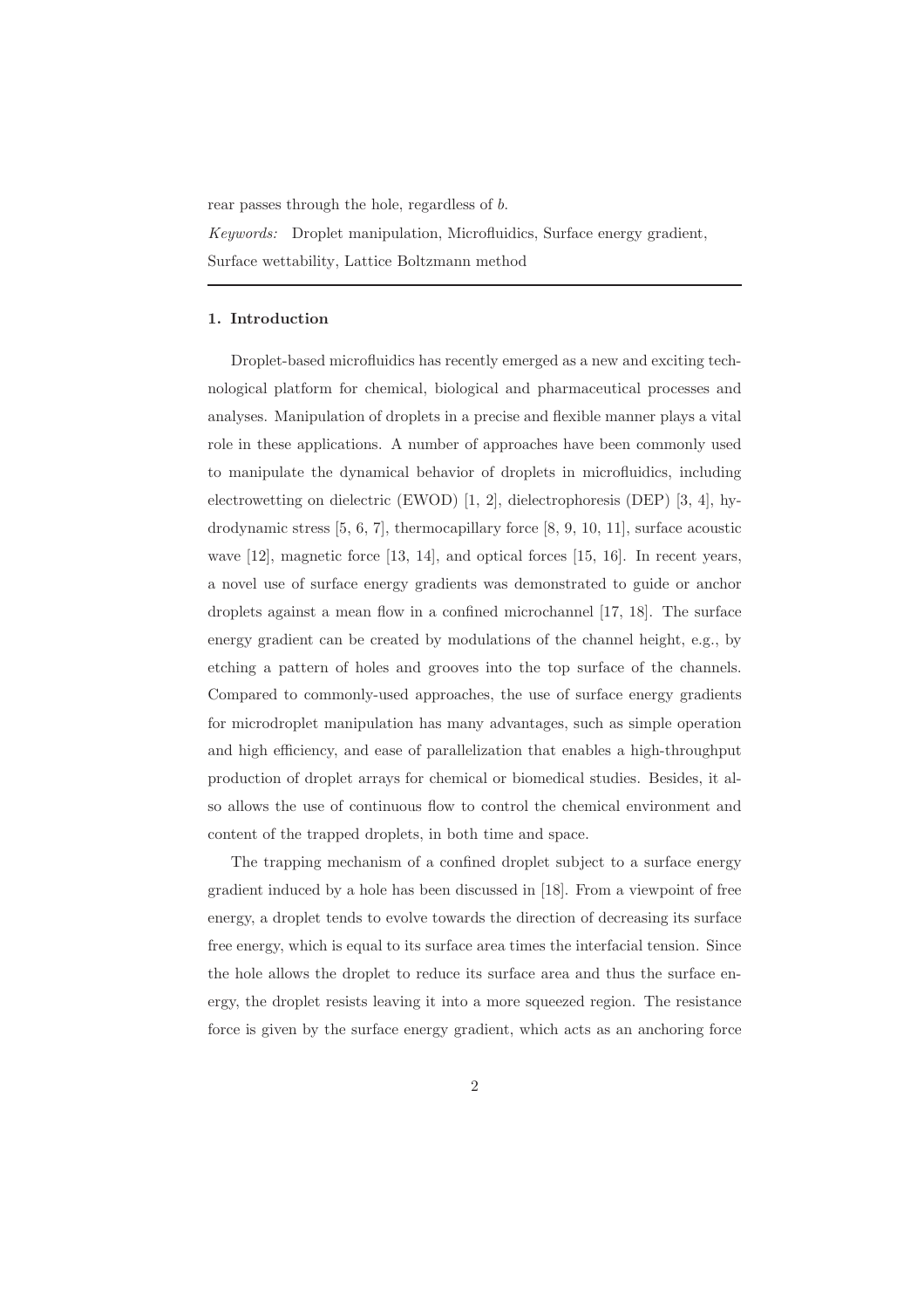rear passes through the hole, regardless of $b$.

*Keywords:* Droplet manipulation, Microfluidics, Surface energy gradient, Surface wettability, Lattice Boltzmann method

## 1. Introduction

Droplet-based microfluidics has recently emerged as a new and exciting technological platform for chemical, biological and pharmaceutical processes and analyses. Manipulation of droplets in a precise and flexible manner plays a vital role in these applications. A number of approaches have been commonly used to manipulate the dynamical behavior of droplets in microfluidics, including electrowetting on dielectric (EWOD) [1, 2], dielectrophoresis (DEP) [3, 4], hydrodynamic stress [5, 6, 7], thermocapillary force [8, 9, 10, 11], surface acoustic wave [12], magnetic force [13, 14], and optical forces [15, 16]. In recent years, a novel use of surface energy gradients was demonstrated to guide or anchor droplets against a mean flow in a confined microchannel [17, 18]. The surface energy gradient can be created by modulations of the channel height, e.g., by etching a pattern of holes and grooves into the top surface of the channels. Compared to commonly-used approaches, the use of surface energy gradients for microdroplet manipulation has many advantages, such as simple operation and high efficiency, and ease of parallelization that enables a high-throughput production of droplet arrays for chemical or biomedical studies. Besides, it also allows the use of continuous flow to control the chemical environment and content of the trapped droplets, in both time and space.

The trapping mechanism of a confined droplet subject to a surface energy gradient induced by a hole has been discussed in [18]. From a viewpoint of free energy, a droplet tends to evolve towards the direction of decreasing its surface free energy, which is equal to its surface area times the interfacial tension. Since the hole allows the droplet to reduce its surface area and thus the surface energy, the droplet resists leaving it into a more squeezed region. The resistance force is given by the surface energy gradient, which acts as an anchoring force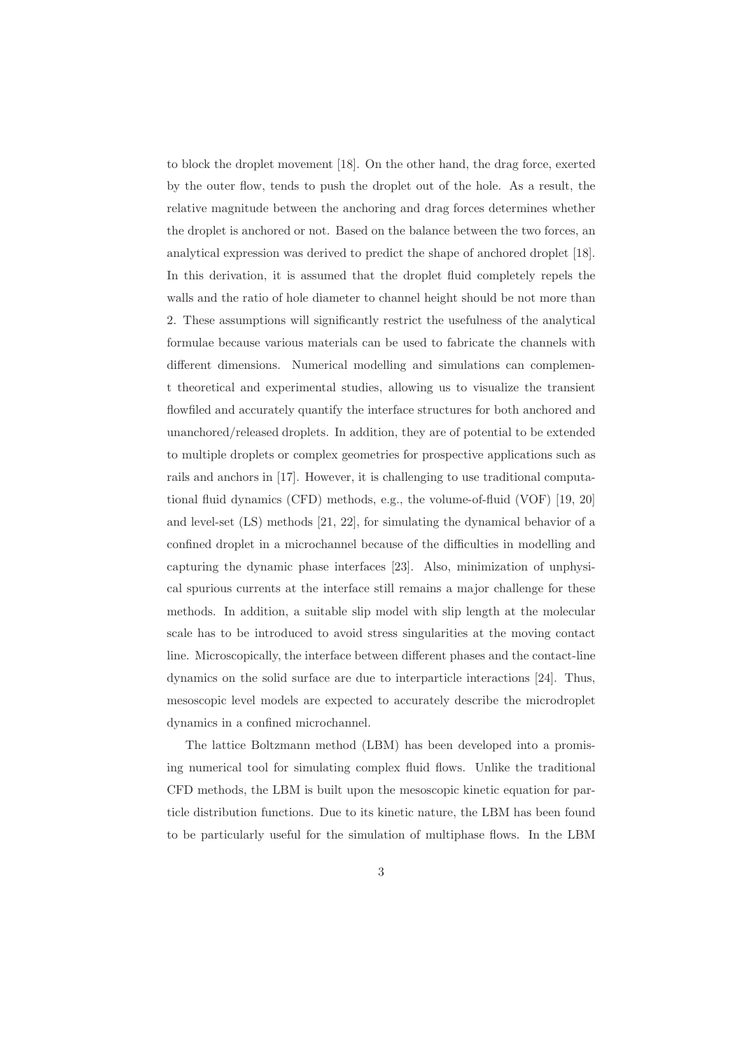to block the droplet movement [18]. On the other hand, the drag force, exerted by the outer flow, tends to push the droplet out of the hole. As a result, the relative magnitude between the anchoring and drag forces determines whether the droplet is anchored or not. Based on the balance between the two forces, an analytical expression was derived to predict the shape of anchored droplet [18]. In this derivation, it is assumed that the droplet fluid completely repels the walls and the ratio of hole diameter to channel height should be not more than 2. These assumptions will significantly restrict the usefulness of the analytical formulae because various materials can be used to fabricate the channels with different dimensions. Numerical modelling and simulations can complement theoretical and experimental studies, allowing us to visualize the transient flowfiled and accurately quantify the interface structures for both anchored and unanchored/released droplets. In addition, they are of potential to be extended to multiple droplets or complex geometries for prospective applications such as rails and anchors in [17]. However, it is challenging to use traditional computational fluid dynamics (CFD) methods, e.g., the volume-of-fluid (VOF) [19, 20] and level-set (LS) methods [21, 22], for simulating the dynamical behavior of a confined droplet in a microchannel because of the difficulties in modelling and capturing the dynamic phase interfaces [23]. Also, minimization of unphysical spurious currents at the interface still remains a major challenge for these methods. In addition, a suitable slip model with slip length at the molecular scale has to be introduced to avoid stress singularities at the moving contact line. Microscopically, the interface between different phases and the contact-line dynamics on the solid surface are due to interparticle interactions [24]. Thus, mesoscopic level models are expected to accurately describe the microdroplet dynamics in a confined microchannel.

The lattice Boltzmann method (LBM) has been developed into a promising numerical tool for simulating complex fluid flows. Unlike the traditional CFD methods, the LBM is built upon the mesoscopic kinetic equation for particle distribution functions. Due to its kinetic nature, the LBM has been found to be particularly useful for the simulation of multiphase flows. In the LBM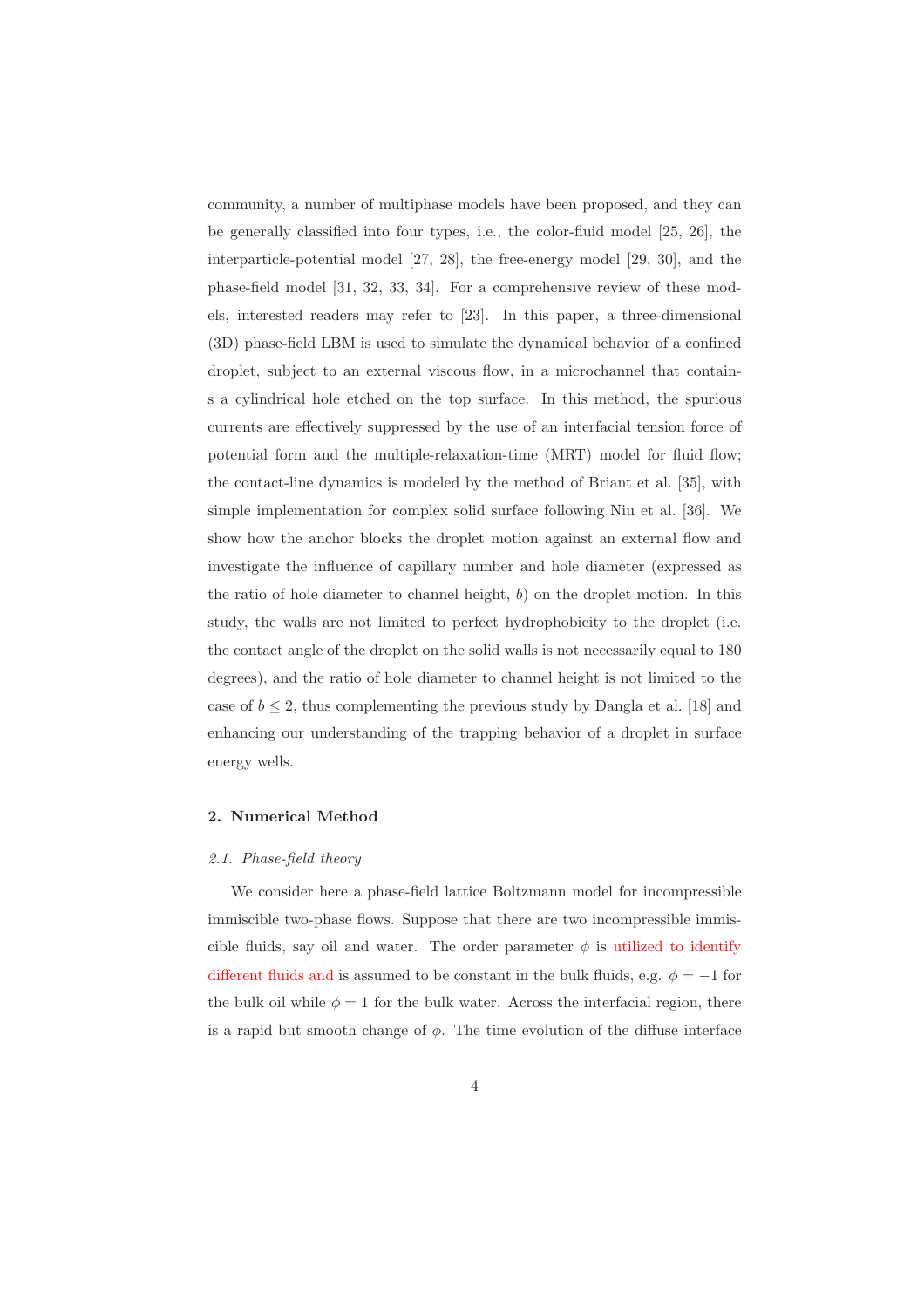community, a number of multiphase models have been proposed, and they can be generally classified into four types, i.e., the color-fluid model [25, 26], the interparticle-potential model [27, 28], the free-energy model [29, 30], and the phase-field model [31, 32, 33, 34]. For a comprehensive review of these models, interested readers may refer to [23]. In this paper, a three-dimensional (3D) phase-field LBM is used to simulate the dynamical behavior of a confined droplet, subject to an external viscous flow, in a microchannel that contains a cylindrical hole etched on the top surface. In this method, the spurious currents are effectively suppressed by the use of an interfacial tension force of potential form and the multiple-relaxation-time (MRT) model for fluid flow; the contact-line dynamics is modeled by the method of Briant et al. [35], with simple implementation for complex solid surface following Niu et al. [36]. We show how the anchor blocks the droplet motion against an external flow and investigate the influence of capillary number and hole diameter (expressed as the ratio of hole diameter to channel height, $b$) on the droplet motion. In this study, the walls are not limited to perfect hydrophobicity to the droplet (i.e. the contact angle of the droplet on the solid walls is not necessarily equal to 180 degrees), and the ratio of hole diameter to channel height is not limited to the case of $b \leq 2$, thus complementing the previous study by Dangla et al. [18] and enhancing our understanding of the trapping behavior of a droplet in surface energy wells.

## 2. Numerical Method

### *2.1. Phase-field theory*

We consider here a phase-field lattice Boltzmann model for incompressible immiscible two-phase flows. Suppose that there are two incompressible immiscible fluids, say oil and water. The order parameter $\phi$ is utilized to identify different fluids and is assumed to be constant in the bulk fluids, e.g. $\phi = -1$ for the bulk oil while $\phi = 1$ for the bulk water. Across the interfacial region, there is a rapid but smooth change of $\phi$. The time evolution of the diffuse interface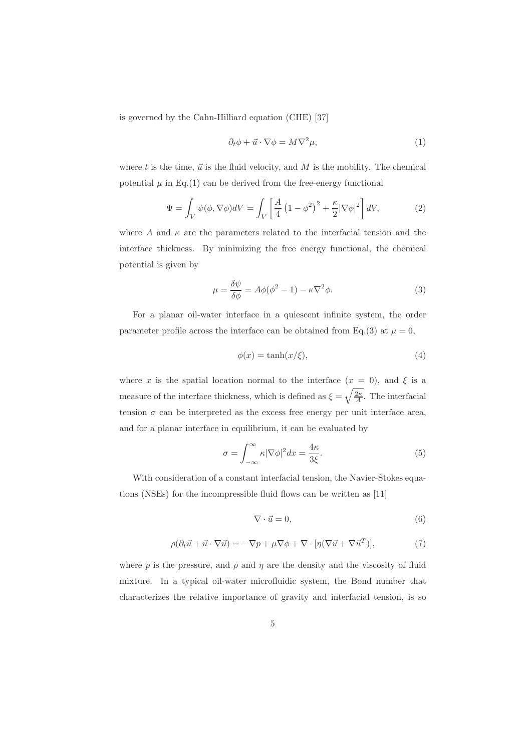is governed by the Cahn-Hilliard equation (CHE) [37]

$$\partial_t \phi + \vec{u} \cdot \nabla \phi = M \nabla^2 \mu, \tag{1}$$

where $t$ is the time, $\vec{u}$ is the fluid velocity, and $M$ is the mobility. The chemical potential $\mu$ in Eq.(1) can be derived from the free-energy functional

$$\Psi = \int_V \psi(\phi, \nabla\phi) dV = \int_V \left[ \frac{A}{4} \left(1 - \phi^2\right)^2 + \frac{\kappa}{2} |\nabla \phi|^2 \right] dV, \tag{2}$$

where $A$ and $\kappa$ are the parameters related to the interfacial tension and the interface thickness. By minimizing the free energy functional, the chemical potential is given by

$$\mu = \frac{\delta \psi}{\delta \phi} = A\phi(\phi^2 - 1) - \kappa \nabla^2 \phi. \tag{3}$$

For a planar oil-water interface in a quiescent infinite system, the order parameter profile across the interface can be obtained from Eq.(3) at $\mu = 0$,

$$\phi(x) = \tanh(x/\xi), \tag{4}$$

where $x$ is the spatial location normal to the interface ($x = 0$), and $\xi$ is a measure of the interface thickness, which is defined as $\xi = \sqrt{\frac{2\kappa}{A}}$. The interfacial tension $\sigma$ can be interpreted as the excess free energy per unit interface area, and for a planar interface in equilibrium, it can be evaluated by

$$\sigma = \int_{-\infty}^{\infty} \kappa |\nabla \phi|^2 dx = \frac{4\kappa}{3\xi}. \tag{5}$$

With consideration of a constant interfacial tension, the Navier-Stokes equations (NSEs) for the incompressible fluid flows can be written as [11]

$$\nabla \cdot \vec{u} = 0, \tag{6}$$

$$\rho(\partial_t \vec{u} + \vec{u} \cdot \nabla \vec{u}) = -\nabla p + \mu \nabla \phi + \nabla \cdot [\eta(\nabla \vec{u} + \nabla \vec{u}^T)], \tag{7}$$

where $p$ is the pressure, and $\rho$ and $\eta$ are the density and the viscosity of fluid mixture. In a typical oil-water microfluidic system, the Bond number that characterizes the relative importance of gravity and interfacial tension, is so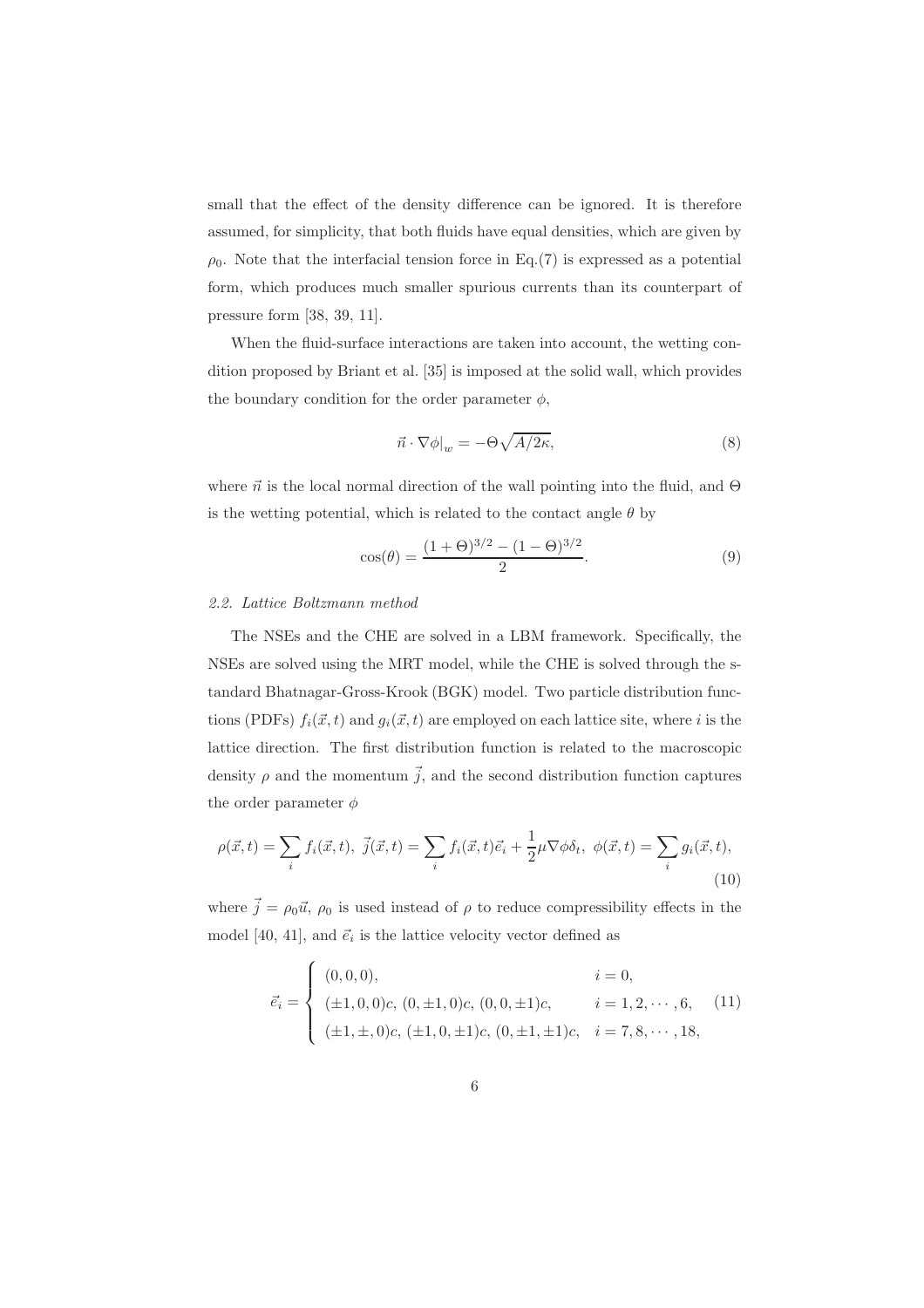small that the effect of the density difference can be ignored. It is therefore assumed, for simplicity, that both fluids have equal densities, which are given by $\rho_0$. Note that the interfacial tension force in Eq.(7) is expressed as a potential form, which produces much smaller spurious currents than its counterpart of pressure form [38, 39, 11].

When the fluid-surface interactions are taken into account, the wetting condition proposed by Briant et al. [35] is imposed at the solid wall, which provides the boundary condition for the order parameter $\phi$,

$$\vec{n} \cdot \nabla \phi|_w = -\Theta \sqrt{A/2\kappa}, \tag{8}$$

where $\vec{n}$ is the local normal direction of the wall pointing into the fluid, and $\Theta$ is the wetting potential, which is related to the contact angle $\theta$ by

$$\cos(\theta) = \frac{(1+\Theta)^{3/2} - (1-\Theta)^{3/2}}{2}. \tag{9}$$

### *2.2. Lattice Boltzmann method*

The NSEs and the CHE are solved in a LBM framework. Specifically, the NSEs are solved using the MRT model, while the CHE is solved through the standard Bhatnagar-Gross-Krook (BGK) model. Two particle distribution functions (PDFs) $f_i(\vec{x}, t)$ and $g_i(\vec{x}, t)$ are employed on each lattice site, where $i$ is the lattice direction. The first distribution function is related to the macroscopic density $\rho$ and the momentum $\vec{j}$, and the second distribution function captures the order parameter $\phi$

$$\rho(\vec{x}, t) = \sum_i f_i(\vec{x}, t),\ \vec{j}(\vec{x}, t) = \sum_i f_i(\vec{x}, t)\vec{e}_i + \frac{1}{2}\mu \nabla \phi \delta_t,\ \phi(\vec{x}, t) = \sum_i g_i(\vec{x}, t), \tag{10}$$

where $\vec{j} = \rho_0 \vec{u}$, $\rho_0$ is used instead of $\rho$ to reduce compressibility effects in the model [40, 41], and $\vec{e}_i$ is the lattice velocity vector defined as

$$\vec{e}_i = \begin{cases} (0, 0, 0), & i = 0, \\ (\pm 1, 0, 0)c,\ (0, \pm 1, 0)c,\ (0, 0, \pm 1)c, & i = 1, 2, \cdots, 6, \\ (\pm 1, \pm, 0)c,\ (\pm 1, 0, \pm 1)c,\ (0, \pm 1, \pm 1)c, & i = 7, 8, \cdots, 18, \end{cases} \tag{11}$$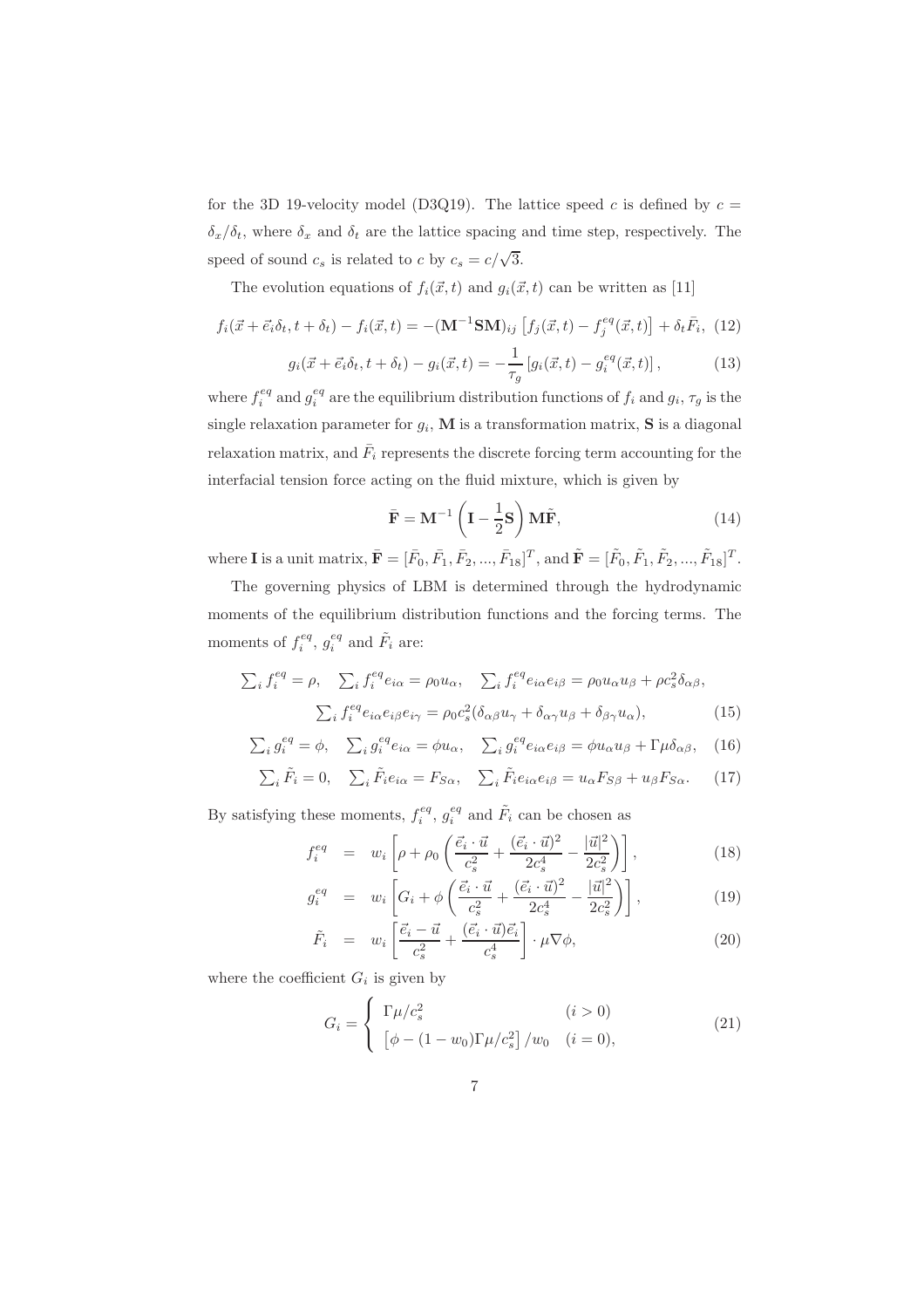for the 3D 19-velocity model (D3Q19). The lattice speed $c$ is defined by $c = \delta_x/\delta_t$, where $\delta_x$ and $\delta_t$ are the lattice spacing and time step, respectively. The speed of sound $c_s$ is related to $c$ by $c_s = c/\sqrt{3}$.

The evolution equations of $f_i(\vec{x}, t)$ and $g_i(\vec{x}, t)$ can be written as [11]

$$f_i(\vec{x} + \vec{e}_i\delta_t, t + \delta_t) - f_i(\vec{x}, t) = -(\mathbf{M}^{-1}\mathbf{S}\mathbf{M})_{ij}\left[f_j(\vec{x}, t) - f_j^{eq}(\vec{x}, t)\right] + \delta_t \bar{F}_i, \quad (12)$$

$$g_i(\vec{x} + \vec{e}_i\delta_t, t + \delta_t) - g_i(\vec{x}, t) = -\frac{1}{\tau_g}\left[g_i(\vec{x}, t) - g_i^{eq}(\vec{x}, t)\right], \quad (13)$$

where $f_i^{eq}$ and $g_i^{eq}$ are the equilibrium distribution functions of $f_i$ and $g_i$, $\tau_g$ is the single relaxation parameter for $g_i$, $\mathbf{M}$ is a transformation matrix, $\mathbf{S}$ is a diagonal relaxation matrix, and $\bar{F}_i$ represents the discrete forcing term accounting for the interfacial tension force acting on the fluid mixture, which is given by

$$\bar{\mathbf{F}} = \mathbf{M}^{-1}\left(\mathbf{I} - \frac{1}{2}\mathbf{S}\right)\mathbf{M}\tilde{\mathbf{F}}, \quad (14)$$

where $\mathbf{I}$ is a unit matrix, $\bar{\mathbf{F}} = [\bar{F}_0, \bar{F}_1, \bar{F}_2, ..., \bar{F}_{18}]^T$, and $\tilde{\mathbf{F}} = [\tilde{F}_0, \tilde{F}_1, \tilde{F}_2, ..., \tilde{F}_{18}]^T$.

The governing physics of LBM is determined through the hydrodynamic moments of the equilibrium distribution functions and the forcing terms. The moments of $f_i^{eq}$, $g_i^{eq}$ and $\tilde{F}_i$ are:

$$\sum_i f_i^{eq} = \rho, \quad \sum_i f_i^{eq} e_{i\alpha} = \rho_0 u_\alpha, \quad \sum_i f_i^{eq} e_{i\alpha} e_{i\beta} = \rho_0 u_\alpha u_\beta + \rho c_s^2 \delta_{\alpha\beta},$$
$$\sum_i f_i^{eq} e_{i\alpha} e_{i\beta} e_{i\gamma} = \rho_0 c_s^2(\delta_{\alpha\beta} u_\gamma + \delta_{\alpha\gamma} u_\beta + \delta_{\beta\gamma} u_\alpha), \quad (15)$$

$$\sum_i g_i^{eq} = \phi, \quad \sum_i g_i^{eq} e_{i\alpha} = \phi u_\alpha, \quad \sum_i g_i^{eq} e_{i\alpha} e_{i\beta} = \phi u_\alpha u_\beta + \Gamma\mu\delta_{\alpha\beta}, \quad (16)$$

$$\sum_i \tilde{F}_i = 0, \quad \sum_i \tilde{F}_i e_{i\alpha} = F_{S\alpha}, \quad \sum_i \tilde{F}_i e_{i\alpha} e_{i\beta} = u_\alpha F_{S\beta} + u_\beta F_{S\alpha}. \quad (17)$$

By satisfying these moments, $f_i^{eq}$, $g_i^{eq}$ and $\tilde{F}_i$ can be chosen as

$$f_i^{eq} = w_i\left[\rho + \rho_0\left(\frac{\vec{e}_i \cdot \vec{u}}{c_s^2} + \frac{(\vec{e}_i \cdot \vec{u})^2}{2c_s^4} - \frac{|\vec{u}|^2}{2c_s^2}\right)\right], \quad (18)$$

$$g_i^{eq} = w_i\left[G_i + \phi\left(\frac{\vec{e}_i \cdot \vec{u}}{c_s^2} + \frac{(\vec{e}_i \cdot \vec{u})^2}{2c_s^4} - \frac{|\vec{u}|^2}{2c_s^2}\right)\right], \quad (19)$$

$$\tilde{F}_i = w_i\left[\frac{\vec{e}_i - \vec{u}}{c_s^2} + \frac{(\vec{e}_i \cdot \vec{u})\vec{e}_i}{c_s^4}\right] \cdot \mu\nabla\phi, \quad (20)$$

where the coefficient $G_i$ is given by

$$G_i = \begin{cases} \Gamma\mu/c_s^2 & (i > 0) \\ \left[\phi - (1 - w_0)\Gamma\mu/c_s^2\right]/w_0 & (i = 0), \end{cases} \quad (21)$$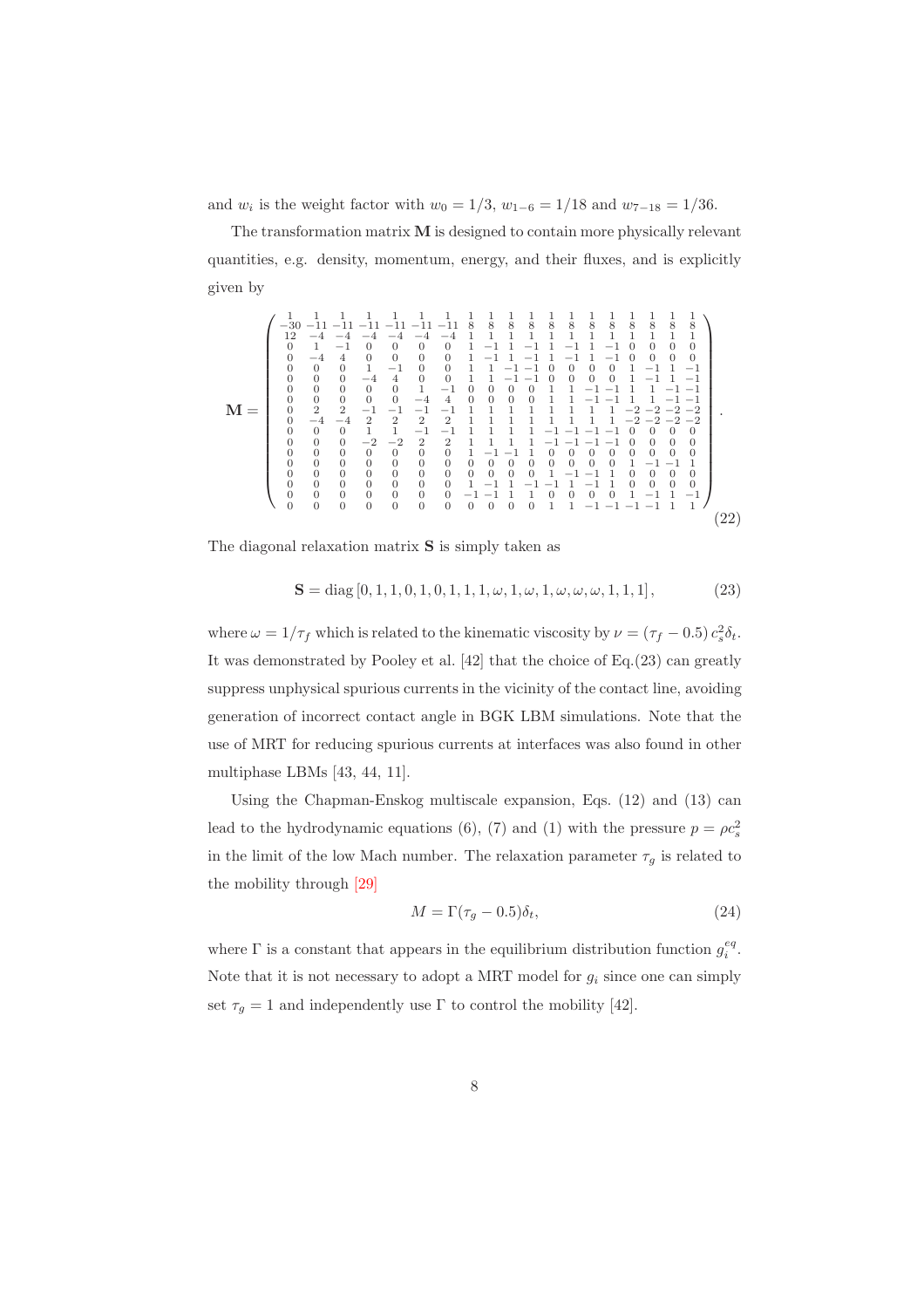and $w_i$ is the weight factor with $w_0 = 1/3$, $w_{1-6} = 1/18$ and $w_{7-18} = 1/36$.

The transformation matrix $\mathbf{M}$ is designed to contain more physically relevant quantities, e.g. density, momentum, energy, and their fluxes, and is explicitly given by

$$
\mathbf{M} = \begin{pmatrix}
1 & 1 & 1 & 1 & 1 & 1 & 1 & 1 & 1 & 1 & 1 & 1 & 1 & 1 & 1 & 1 & 1 & 1 & 1 \\
-30 & -11 & -11 & -11 & -11 & -11 & -11 & 8 & 8 & 8 & 8 & 8 & 8 & 8 & 8 & 8 & 8 & 8 & 8 \\
12 & -4 & -4 & -4 & -4 & -4 & -4 & 1 & 1 & 1 & 1 & 1 & 1 & 1 & 1 & 1 & 1 & 1 & 1 \\
0 & 1 & -1 & 0 & 0 & 0 & 0 & 1 & -1 & 1 & -1 & 1 & -1 & 1 & -1 & 0 & 0 & 0 & 0 \\
0 & -4 & 4 & 0 & 0 & 0 & 0 & 1 & -1 & 1 & -1 & 1 & -1 & 1 & -1 & 0 & 0 & 0 & 0 \\
0 & 0 & 0 & 1 & -1 & 0 & 0 & 1 & 1 & -1 & -1 & 0 & 0 & 0 & 0 & 1 & -1 & 1 & -1 \\
0 & 0 & 0 & -4 & 4 & 0 & 0 & 1 & 1 & -1 & -1 & 0 & 0 & 0 & 0 & 1 & -1 & 1 & -1 \\
0 & 0 & 0 & 0 & 0 & 1 & -1 & 0 & 0 & 0 & 0 & 1 & 1 & -1 & -1 & 1 & 1 & -1 & -1 \\
0 & 0 & 0 & 0 & 0 & -4 & 4 & 0 & 0 & 0 & 0 & 1 & 1 & -1 & -1 & 1 & 1 & -1 & -1 \\
0 & 2 & 2 & -1 & -1 & -1 & -1 & 1 & 1 & 1 & 1 & 1 & 1 & 1 & 1 & -2 & -2 & -2 & -2 \\
0 & -4 & -4 & 2 & 2 & 2 & 2 & 1 & 1 & 1 & 1 & 1 & 1 & 1 & 1 & -2 & -2 & -2 & -2 \\
0 & 0 & 0 & 1 & 1 & -1 & -1 & 1 & 1 & 1 & 1 & -1 & -1 & -1 & -1 & 0 & 0 & 0 & 0 \\
0 & 0 & 0 & -2 & -2 & 2 & 2 & 1 & 1 & 1 & 1 & -1 & -1 & -1 & -1 & 0 & 0 & 0 & 0 \\
0 & 0 & 0 & 0 & 0 & 0 & 0 & 1 & -1 & -1 & 1 & 0 & 0 & 0 & 0 & 0 & 0 & 0 & 0 \\
0 & 0 & 0 & 0 & 0 & 0 & 0 & 0 & 0 & 0 & 0 & 0 & 0 & 0 & 0 & 1 & -1 & -1 & 1 \\
0 & 0 & 0 & 0 & 0 & 0 & 0 & 0 & 0 & 0 & 0 & 1 & -1 & -1 & 1 & 0 & 0 & 0 & 0 \\
0 & 0 & 0 & 0 & 0 & 0 & 0 & 1 & -1 & 1 & -1 & -1 & 1 & -1 & 1 & 0 & 0 & 0 & 0 \\
0 & 0 & 0 & 0 & 0 & 0 & 0 & -1 & -1 & 1 & 1 & 0 & 0 & 0 & 0 & 1 & -1 & 1 & -1 \\
0 & 0 & 0 & 0 & 0 & 0 & 0 & 0 & 0 & 0 & 0 & 1 & 1 & -1 & -1 & -1 & -1 & 1 & 1
\end{pmatrix}. \tag{22}
$$

The diagonal relaxation matrix $\mathbf{S}$ is simply taken as

$$
\mathbf{S} = \mathrm{diag}\left[0, 1, 1, 0, 1, 0, 1, 0, 1, 1, \omega, 1, \omega, 1, \omega, \omega, \omega, 1, 1, 1\right], \tag{23}
$$

where $\omega = 1/\tau_f$ which is related to the kinematic viscosity by $\nu = (\tau_f - 0.5)\, c_s^2 \delta_t$. It was demonstrated by Pooley et al. [42] that the choice of Eq.(23) can greatly suppress unphysical spurious currents in the vicinity of the contact line, avoiding generation of incorrect contact angle in BGK LBM simulations. Note that the use of MRT for reducing spurious currents at interfaces was also found in other multiphase LBMs [43, 44, 11].

Using the Chapman-Enskog multiscale expansion, Eqs. (12) and (13) can lead to the hydrodynamic equations (6), (7) and (1) with the pressure $p = \rho c_s^2$ in the limit of the low Mach number. The relaxation parameter $\tau_g$ is related to the mobility through [29]

$$
M = \Gamma(\tau_g - 0.5)\delta_t, \tag{24}
$$

where $\Gamma$ is a constant that appears in the equilibrium distribution function $g_i^{eq}$. Note that it is not necessary to adopt a MRT model for $g_i$ since one can simply set $\tau_g = 1$ and independently use $\Gamma$ to control the mobility [42].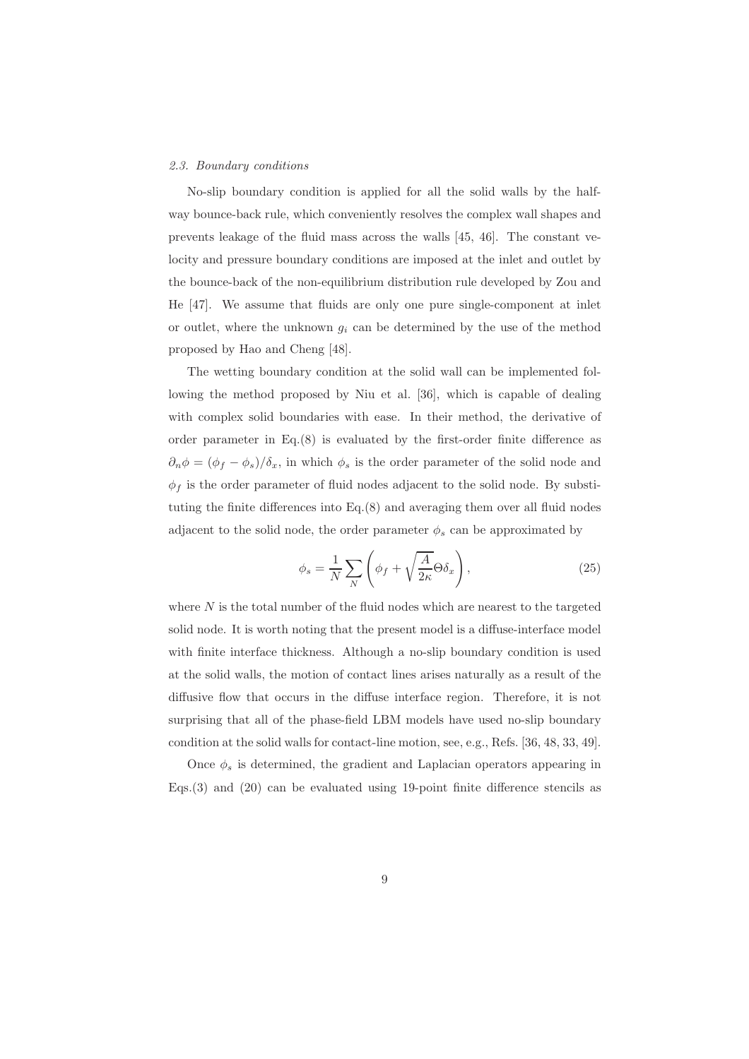### 2.3. Boundary conditions

No-slip boundary condition is applied for all the solid walls by the halfway bounce-back rule, which conveniently resolves the complex wall shapes and prevents leakage of the fluid mass across the walls [45, 46]. The constant velocity and pressure boundary conditions are imposed at the inlet and outlet by the bounce-back of the non-equilibrium distribution rule developed by Zou and He [47]. We assume that fluids are only one pure single-component at inlet or outlet, where the unknown $g_i$ can be determined by the use of the method proposed by Hao and Cheng [48].

The wetting boundary condition at the solid wall can be implemented following the method proposed by Niu et al. [36], which is capable of dealing with complex solid boundaries with ease. In their method, the derivative of order parameter in Eq.(8) is evaluated by the first-order finite difference as $\partial_n \phi = (\phi_f - \phi_s)/\delta_x$, in which $\phi_s$ is the order parameter of the solid node and $\phi_f$ is the order parameter of fluid nodes adjacent to the solid node. By substituting the finite differences into Eq.(8) and averaging them over all fluid nodes adjacent to the solid node, the order parameter $\phi_s$ can be approximated by

$$\phi_s = \frac{1}{N} \sum_{N} \left( \phi_f + \sqrt{\frac{A}{2\kappa}} \Theta \delta_x \right), \tag{25}$$

where $N$ is the total number of the fluid nodes which are nearest to the targeted solid node. It is worth noting that the present model is a diffuse-interface model with finite interface thickness. Although a no-slip boundary condition is used at the solid walls, the motion of contact lines arises naturally as a result of the diffusive flow that occurs in the diffuse interface region. Therefore, it is not surprising that all of the phase-field LBM models have used no-slip boundary condition at the solid walls for contact-line motion, see, e.g., Refs. [36, 48, 33, 49].

Once $\phi_s$ is determined, the gradient and Laplacian operators appearing in Eqs.(3) and (20) can be evaluated using 19-point finite difference stencils as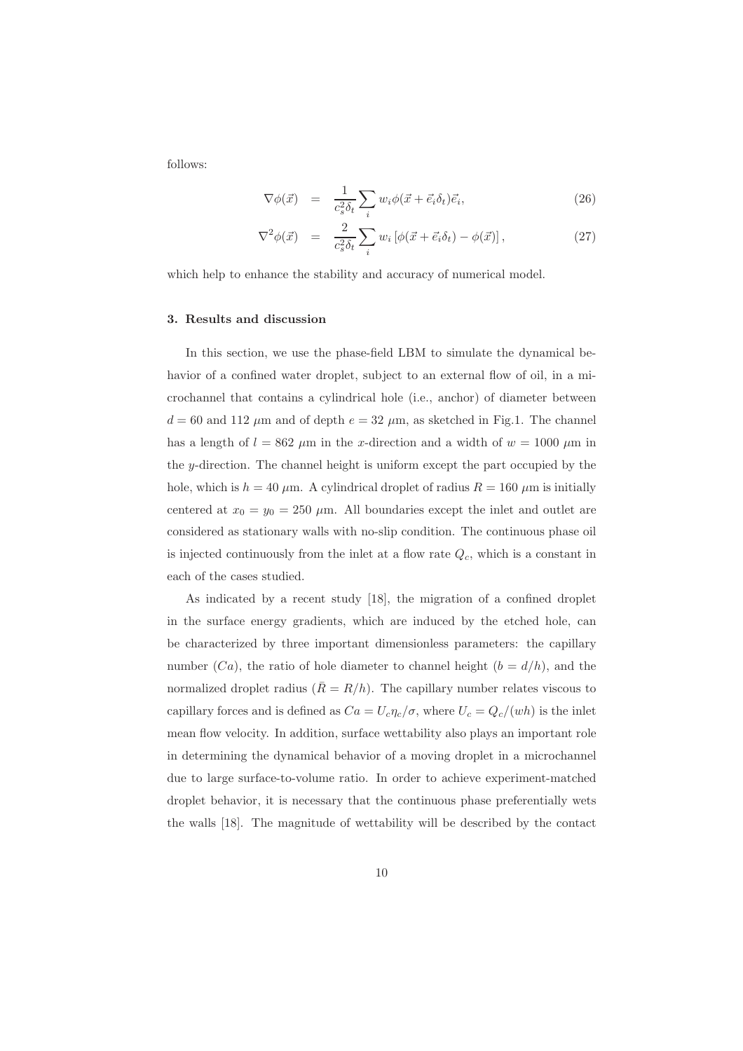follows:

$$\nabla \phi(\vec{x}) = \frac{1}{c_s^2 \delta_t} \sum_i w_i \phi(\vec{x} + \vec{e}_i \delta_t) \vec{e}_i, \tag{26}$$

$$\nabla^2 \phi(\vec{x}) = \frac{2}{c_s^2 \delta_t} \sum_i w_i \left[ \phi(\vec{x} + \vec{e}_i \delta_t) - \phi(\vec{x}) \right], \tag{27}$$

which help to enhance the stability and accuracy of numerical model.

### 3. Results and discussion

In this section, we use the phase-field LBM to simulate the dynamical behavior of a confined water droplet, subject to an external flow of oil, in a microchannel that contains a cylindrical hole (i.e., anchor) of diameter between $d = 60$ and $112$ $\mu$m and of depth $e = 32$ $\mu$m, as sketched in Fig.1. The channel has a length of $l = 862$ $\mu$m in the $x$-direction and a width of $w = 1000$ $\mu$m in the $y$-direction. The channel height is uniform except the part occupied by the hole, which is $h = 40$ $\mu$m. A cylindrical droplet of radius $R = 160$ $\mu$m is initially centered at $x_0 = y_0 = 250$ $\mu$m. All boundaries except the inlet and outlet are considered as stationary walls with no-slip condition. The continuous phase oil is injected continuously from the inlet at a flow rate $Q_c$, which is a constant in each of the cases studied.

As indicated by a recent study [18], the migration of a confined droplet in the surface energy gradients, which are induced by the etched hole, can be characterized by three important dimensionless parameters: the capillary number ($Ca$), the ratio of hole diameter to channel height ($b = d/h$), and the normalized droplet radius ($\bar{R} = R/h$). The capillary number relates viscous to capillary forces and is defined as $Ca = U_c \eta_c / \sigma$, where $U_c = Q_c/(wh)$ is the inlet mean flow velocity. In addition, surface wettability also plays an important role in determining the dynamical behavior of a moving droplet in a microchannel due to large surface-to-volume ratio. In order to achieve experiment-matched droplet behavior, it is necessary that the continuous phase preferentially wets the walls [18]. The magnitude of wettability will be described by the contact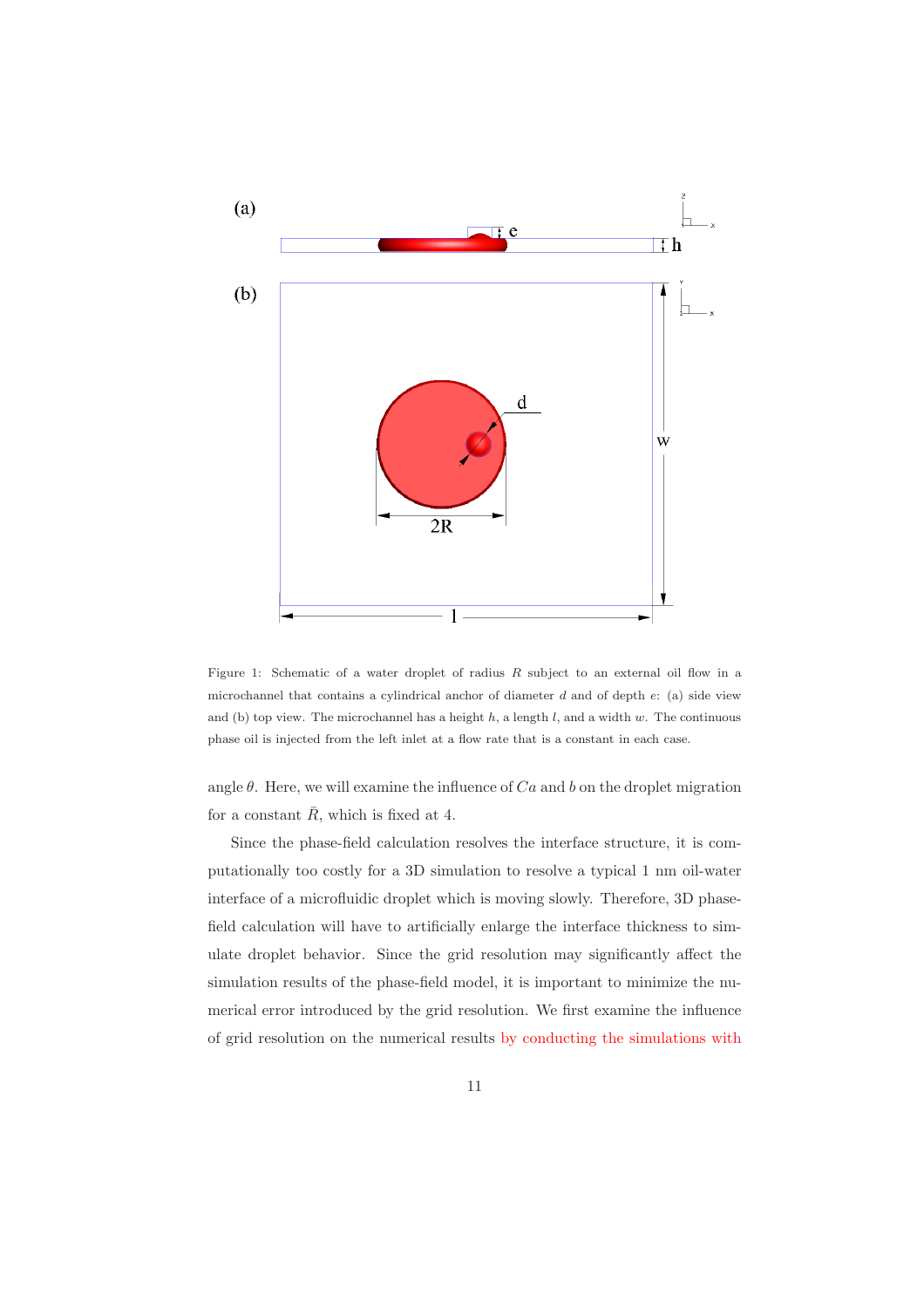Figure 1: Schematic of a water droplet of radius $R$ subject to an external oil flow in a microchannel that contains a cylindrical anchor of diameter $d$ and of depth $e$: (a) side view and (b) top view. The microchannel has a height $h$, a length $l$, and a width $w$. The continuous phase oil is injected from the left inlet at a flow rate that is a constant in each case.

angle $\theta$. Here, we will examine the influence of $Ca$ and $b$ on the droplet migration for a constant $\bar{R}$, which is fixed at 4.

Since the phase-field calculation resolves the interface structure, it is computationally too costly for a 3D simulation to resolve a typical 1 nm oil-water interface of a microfluidic droplet which is moving slowly. Therefore, 3D phase-field calculation will have to artificially enlarge the interface thickness to simulate droplet behavior. Since the grid resolution may significantly affect the simulation results of the phase-field model, it is important to minimize the numerical error introduced by the grid resolution. We first examine the influence of grid resolution on the numerical results by conducting the simulations with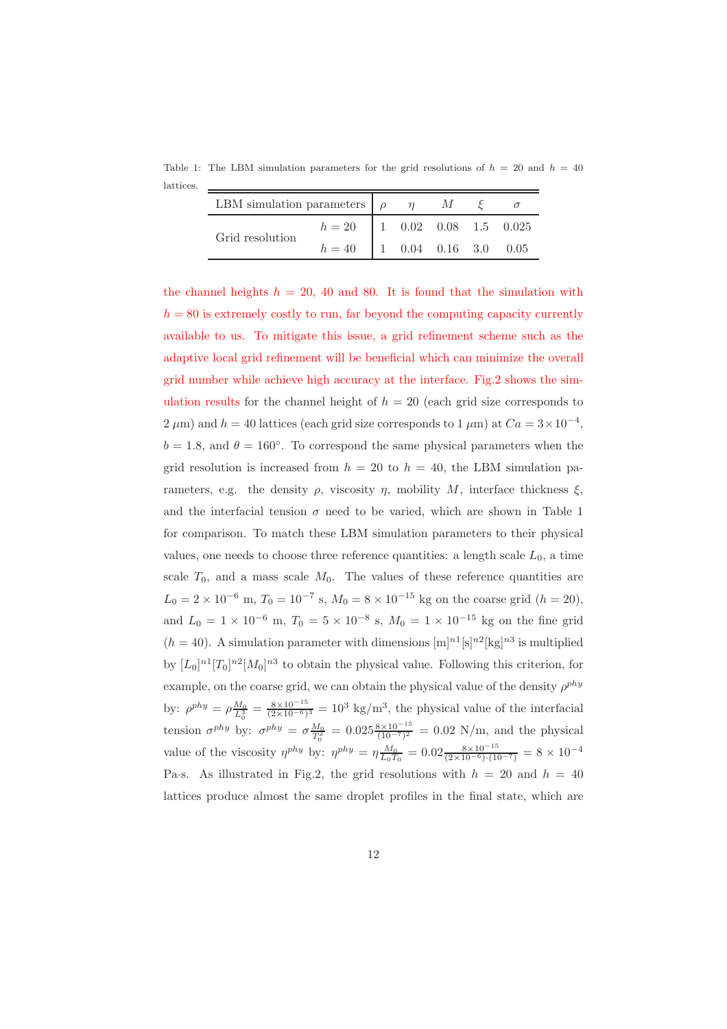Table 1: The LBM simulation parameters for the grid resolutions of $h = 20$ and $h = 40$ lattices.

| LBM simulation parameters | | $\rho$ | $\eta$ | $M$ | $\xi$ | $\sigma$ |
|---|---|---|---|---|---|---|
| Grid resolution | $h = 20$ | 1 | 0.02 | 0.08 | 1.5 | 0.025 |
| | $h = 40$ | 1 | 0.04 | 0.16 | 3.0 | 0.05 |

the channel heights $h = 20$, 40 and 80. It is found that the simulation with $h = 80$ is extremely costly to run, far beyond the computing capacity currently available to us. To mitigate this issue, a grid refinement scheme such as the adaptive local grid refinement will be beneficial which can minimize the overall grid number while achieve high accuracy at the interface. Fig.2 shows the simulation results for the channel height of $h = 20$ (each grid size corresponds to 2 $\mu$m) and $h = 40$ lattices (each grid size corresponds to 1 $\mu$m) at $Ca = 3\times10^{-4}$, $b = 1.8$, and $\theta = 160°$. To correspond the same physical parameters when the grid resolution is increased from $h = 20$ to $h = 40$, the LBM simulation parameters, e.g. the density $\rho$, viscosity $\eta$, mobility $M$, interface thickness $\xi$, and the interfacial tension $\sigma$ need to be varied, which are shown in Table 1 for comparison. To match these LBM simulation parameters to their physical values, one needs to choose three reference quantities: a length scale $L_0$, a time scale $T_0$, and a mass scale $M_0$. The values of these reference quantities are $L_0 = 2 \times 10^{-6}$ m, $T_0 = 10^{-7}$ s, $M_0 = 8 \times 10^{-15}$ kg on the coarse grid ($h = 20$), and $L_0 = 1 \times 10^{-6}$ m, $T_0 = 5 \times 10^{-8}$ s, $M_0 = 1 \times 10^{-15}$ kg on the fine grid ($h = 40$). A simulation parameter with dimensions $[\mathrm{m}]^{n1}[\mathrm{s}]^{n2}[\mathrm{kg}]^{n3}$ is multiplied by $[L_0]^{n1}[T_0]^{n2}[M_0]^{n3}$ to obtain the physical value. Following this criterion, for example, on the coarse grid, we can obtain the physical value of the density $\rho^{phy}$ by: $\rho^{phy} = \rho\frac{M_0}{L_0^3} = \frac{8\times10^{-15}}{(2\times10^{-6})^3} = 10^3$ kg/m$^3$, the physical value of the interfacial tension $\sigma^{phy}$ by: $\sigma^{phy} = \sigma\frac{M_0}{T_0^2} = 0.025\frac{8\times10^{-15}}{(10^{-7})^2} = 0.02$ N/m, and the physical value of the viscosity $\eta^{phy}$ by: $\eta^{phy} = \eta\frac{M_0}{L_0 T_0} = 0.02\frac{8\times10^{-15}}{(2\times10^{-6})\cdot(10^{-7})} = 8 \times 10^{-4}$ Pa·s. As illustrated in Fig.2, the grid resolutions with $h = 20$ and $h = 40$ lattices produce almost the same droplet profiles in the final state, which are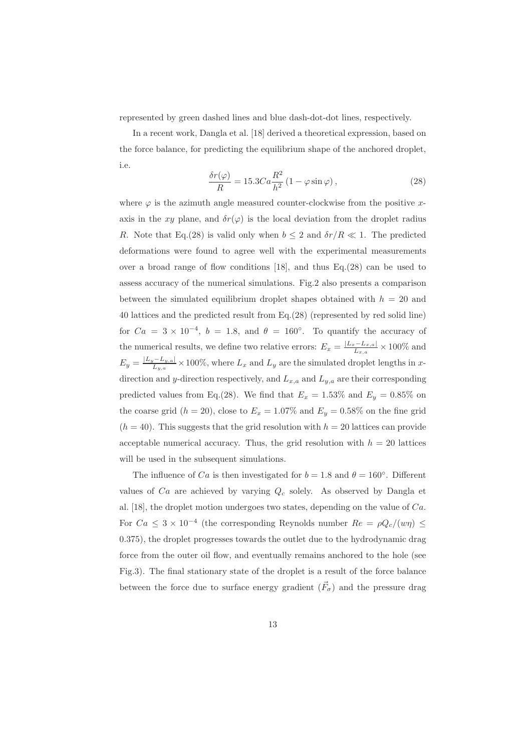represented by green dashed lines and blue dash-dot-dot lines, respectively.

In a recent work, Dangla et al. [18] derived a theoretical expression, based on the force balance, for predicting the equilibrium shape of the anchored droplet, i.e.

$$\frac{\delta r(\varphi)}{R} = 15.3Ca\frac{R^2}{h^2}\left(1 - \varphi \sin\varphi\right), \tag{28}$$

where $\varphi$ is the azimuth angle measured counter-clockwise from the positive $x$-axis in the $xy$ plane, and $\delta r(\varphi)$ is the local deviation from the droplet radius $R$. Note that Eq.(28) is valid only when $b \leq 2$ and $\delta r/R \ll 1$. The predicted deformations were found to agree well with the experimental measurements over a broad range of flow conditions [18], and thus Eq.(28) can be used to assess accuracy of the numerical simulations. Fig.2 also presents a comparison between the simulated equilibrium droplet shapes obtained with $h = 20$ and 40 lattices and the predicted result from Eq.(28) (represented by red solid line) for $Ca = 3 \times 10^{-4}$, $b = 1.8$, and $\theta = 160^\circ$. To quantify the accuracy of the numerical results, we define two relative errors: $E_x = \frac{|L_x - L_{x,a}|}{L_{x,a}} \times 100\%$ and $E_y = \frac{|L_y - L_{y,a}|}{L_{y,a}} \times 100\%$, where $L_x$ and $L_y$ are the simulated droplet lengths in $x$-direction and $y$-direction respectively, and $L_{x,a}$ and $L_{y,a}$ are their corresponding predicted values from Eq.(28). We find that $E_x = 1.53\%$ and $E_y = 0.85\%$ on the coarse grid ($h = 20$), close to $E_x = 1.07\%$ and $E_y = 0.58\%$ on the fine grid ($h = 40$). This suggests that the grid resolution with $h = 20$ lattices can provide acceptable numerical accuracy. Thus, the grid resolution with $h = 20$ lattices will be used in the subsequent simulations.

The influence of $Ca$ is then investigated for $b = 1.8$ and $\theta = 160^\circ$. Different values of $Ca$ are achieved by varying $Q_c$ solely. As observed by Dangla et al. [18], the droplet motion undergoes two states, depending on the value of $Ca$. For $Ca \leq 3 \times 10^{-4}$ (the corresponding Reynolds number $Re = \rho Q_c/(w\eta) \leq 0.375$), the droplet progresses towards the outlet due to the hydrodynamic drag force from the outer oil flow, and eventually remains anchored to the hole (see Fig.3). The final stationary state of the droplet is a result of the force balance between the force due to surface energy gradient ($\vec{F}_\sigma$) and the pressure drag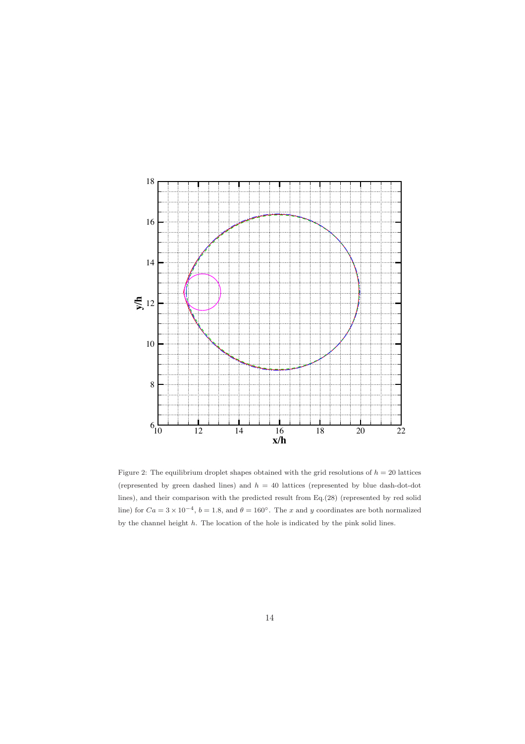Figure 2: The equilibrium droplet shapes obtained with the grid resolutions of $h = 20$ lattices (represented by green dashed lines) and $h = 40$ lattices (represented by blue dash-dot-dot lines), and their comparison with the predicted result from Eq.(28) (represented by red solid line) for $Ca = 3 \times 10^{-4}$, $b = 1.8$, and $\theta = 160^{\circ}$. The $x$ and $y$ coordinates are both normalized by the channel height $h$. The location of the hole is indicated by the pink solid lines.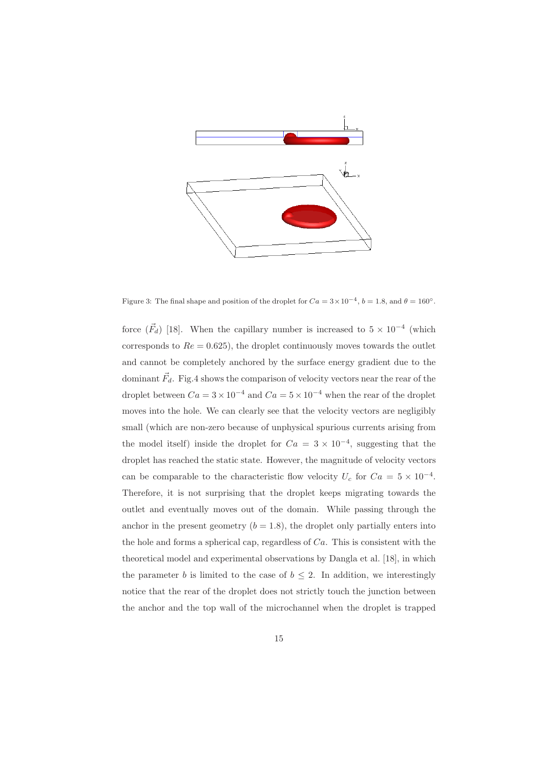Figure 3: The final shape and position of the droplet for $Ca = 3\times10^{-4}$, $b = 1.8$, and $\theta = 160^{\circ}$.

force ($\vec{F}_d$) [18]. When the capillary number is increased to $5 \times 10^{-4}$ (which corresponds to $Re = 0.625$), the droplet continuously moves towards the outlet and cannot be completely anchored by the surface energy gradient due to the dominant $\vec{F}_d$. Fig.4 shows the comparison of velocity vectors near the rear of the droplet between $Ca = 3 \times 10^{-4}$ and $Ca = 5 \times 10^{-4}$ when the rear of the droplet moves into the hole. We can clearly see that the velocity vectors are negligibly small (which are non-zero because of unphysical spurious currents arising from the model itself) inside the droplet for $Ca = 3 \times 10^{-4}$, suggesting that the droplet has reached the static state. However, the magnitude of velocity vectors can be comparable to the characteristic flow velocity $U_c$ for $Ca = 5 \times 10^{-4}$. Therefore, it is not surprising that the droplet keeps migrating towards the outlet and eventually moves out of the domain. While passing through the anchor in the present geometry ($b = 1.8$), the droplet only partially enters into the hole and forms a spherical cap, regardless of $Ca$. This is consistent with the theoretical model and experimental observations by Dangla et al. [18], in which the parameter $b$ is limited to the case of $b \leq 2$. In addition, we interestingly notice that the rear of the droplet does not strictly touch the junction between the anchor and the top wall of the microchannel when the droplet is trapped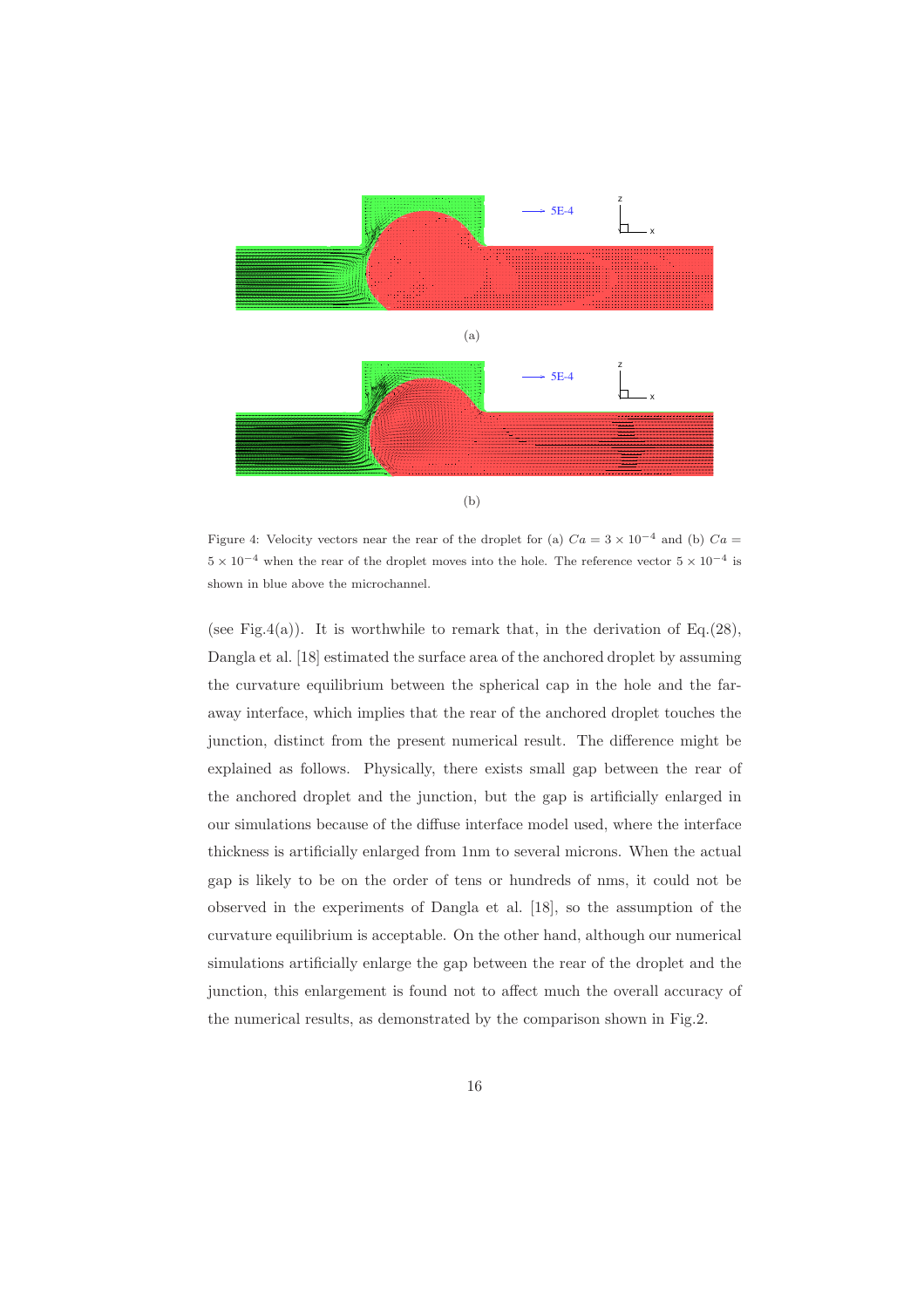(a)

(b)

Figure 4: Velocity vectors near the rear of the droplet for (a) $Ca = 3 \times 10^{-4}$ and (b) $Ca = 5 \times 10^{-4}$ when the rear of the droplet moves into the hole. The reference vector $5 \times 10^{-4}$ is shown in blue above the microchannel.

(see Fig.4(a)). It is worthwhile to remark that, in the derivation of Eq.(28), Dangla et al. [18] estimated the surface area of the anchored droplet by assuming the curvature equilibrium between the spherical cap in the hole and the far-away interface, which implies that the rear of the anchored droplet touches the junction, distinct from the present numerical result. The difference might be explained as follows. Physically, there exists small gap between the rear of the anchored droplet and the junction, but the gap is artificially enlarged in our simulations because of the diffuse interface model used, where the interface thickness is artificially enlarged from 1nm to several microns. When the actual gap is likely to be on the order of tens or hundreds of nms, it could not be observed in the experiments of Dangla et al. [18], so the assumption of the curvature equilibrium is acceptable. On the other hand, although our numerical simulations artificially enlarge the gap between the rear of the droplet and the junction, this enlargement is found not to affect much the overall accuracy of the numerical results, as demonstrated by the comparison shown in Fig.2.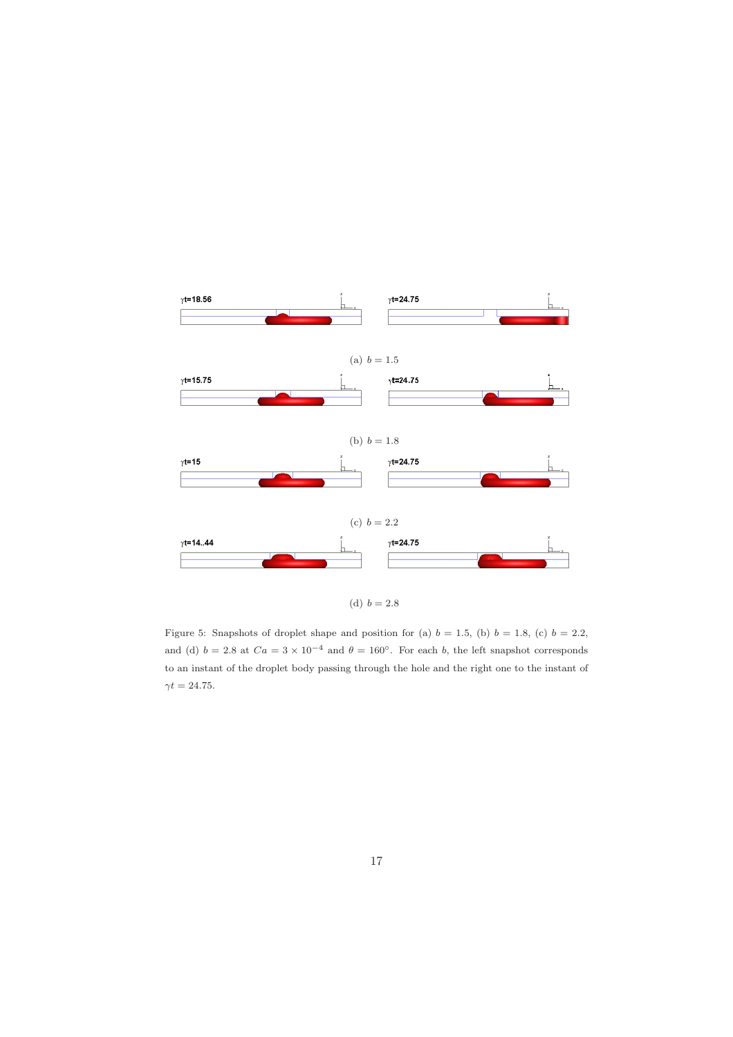(a) $b = 1.5$

(b) $b = 1.8$

(c) $b = 2.2$

(d) $b = 2.8$

Figure 5: Snapshots of droplet shape and position for (a) $b = 1.5$, (b) $b = 1.8$, (c) $b = 2.2$, and (d) $b = 2.8$ at $Ca = 3 \times 10^{-4}$ and $\theta = 160°$. For each $b$, the left snapshot corresponds to an instant of the droplet body passing through the hole and the right one to the instant of $\gamma t = 24.75$.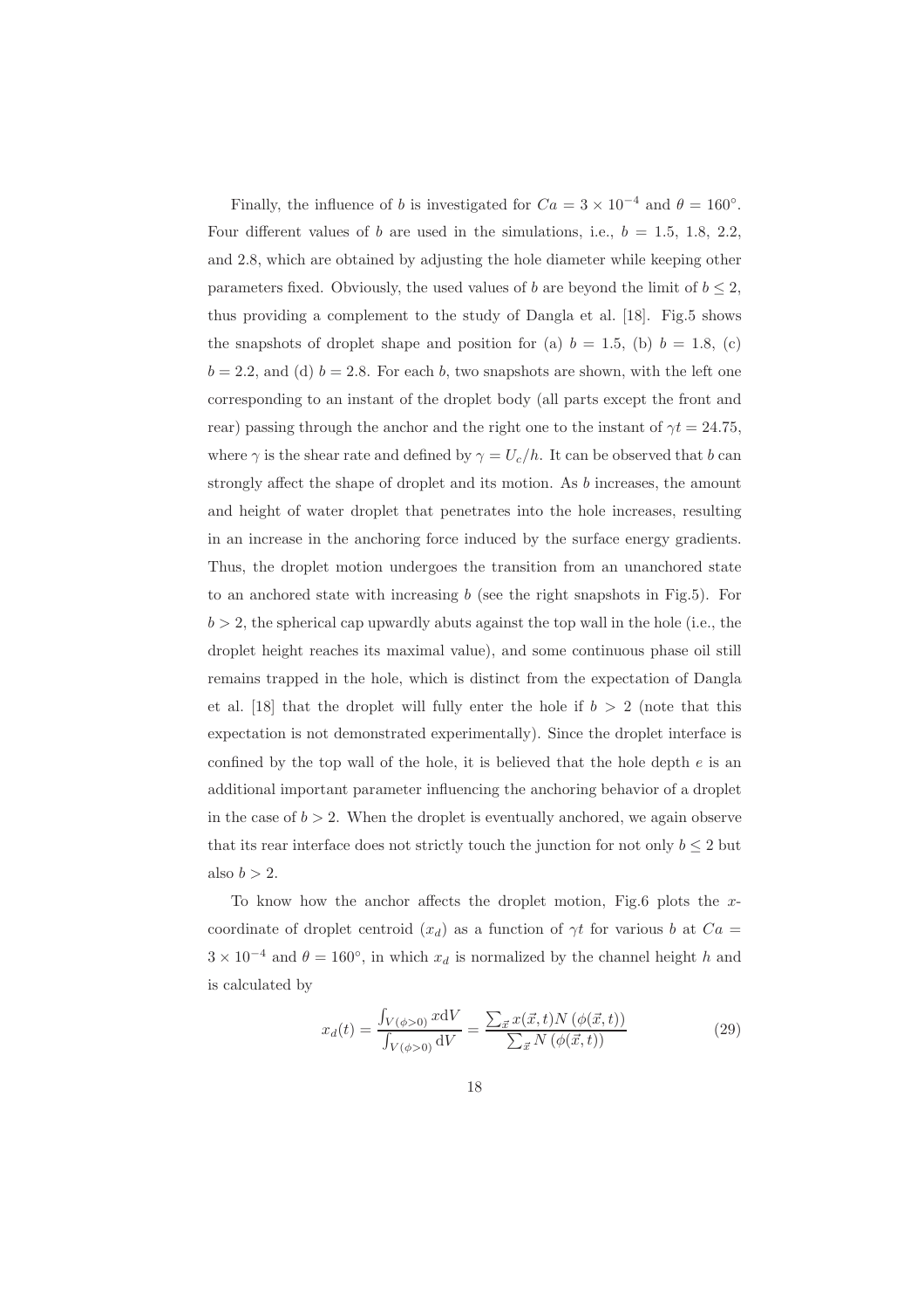Finally, the influence of $b$ is investigated for $Ca = 3 \times 10^{-4}$ and $\theta = 160^{\circ}$. Four different values of $b$ are used in the simulations, i.e., $b = 1.5$, 1.8, 2.2, and 2.8, which are obtained by adjusting the hole diameter while keeping other parameters fixed. Obviously, the used values of $b$ are beyond the limit of $b \leq 2$, thus providing a complement to the study of Dangla et al. [18]. Fig.5 shows the snapshots of droplet shape and position for (a) $b = 1.5$, (b) $b = 1.8$, (c) $b = 2.2$, and (d) $b = 2.8$. For each $b$, two snapshots are shown, with the left one corresponding to an instant of the droplet body (all parts except the front and rear) passing through the anchor and the right one to the instant of $\gamma t = 24.75$, where $\gamma$ is the shear rate and defined by $\gamma = U_c/h$. It can be observed that $b$ can strongly affect the shape of droplet and its motion. As $b$ increases, the amount and height of water droplet that penetrates into the hole increases, resulting in an increase in the anchoring force induced by the surface energy gradients. Thus, the droplet motion undergoes the transition from an unanchored state to an anchored state with increasing $b$ (see the right snapshots in Fig.5). For $b > 2$, the spherical cap upwardly abuts against the top wall in the hole (i.e., the droplet height reaches its maximal value), and some continuous phase oil still remains trapped in the hole, which is distinct from the expectation of Dangla et al. [18] that the droplet will fully enter the hole if $b > 2$ (note that this expectation is not demonstrated experimentally). Since the droplet interface is confined by the top wall of the hole, it is believed that the hole depth $e$ is an additional important parameter influencing the anchoring behavior of a droplet in the case of $b > 2$. When the droplet is eventually anchored, we again observe that its rear interface does not strictly touch the junction for not only $b \leq 2$ but also $b > 2$.

To know how the anchor affects the droplet motion, Fig.6 plots the $x$-coordinate of droplet centroid ($x_d$) as a function of $\gamma t$ for various $b$ at $Ca = 3 \times 10^{-4}$ and $\theta = 160^{\circ}$, in which $x_d$ is normalized by the channel height $h$ and is calculated by

$$x_d(t) = \frac{\int_{V(\phi>0)} x \mathrm{d}V}{\int_{V(\phi>0)} \mathrm{d}V} = \frac{\sum_{\vec{x}} x(\vec{x}, t) N\left(\phi(\vec{x}, t)\right)}{\sum_{\vec{x}} N\left(\phi(\vec{x}, t)\right)} \tag{29}$$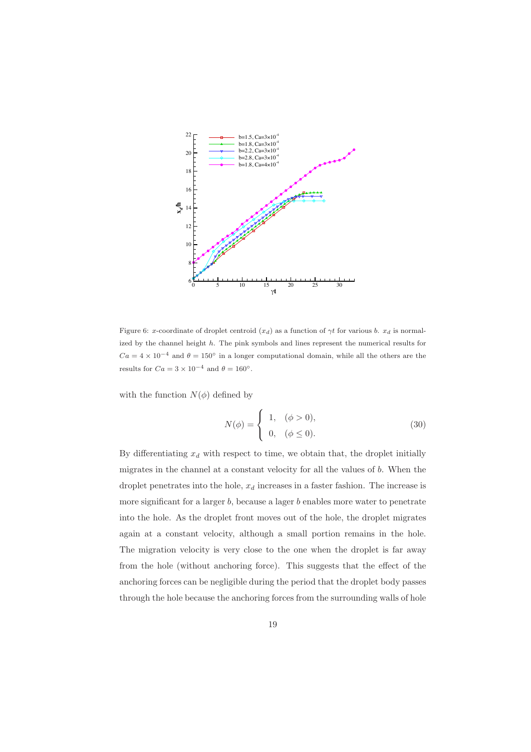Figure 6: $x$-coordinate of droplet centroid ($x_d$) as a function of $\gamma t$ for various $b$. $x_d$ is normalized by the channel height $h$. The pink symbols and lines represent the numerical results for $Ca = 4 \times 10^{-4}$ and $\theta = 150^\circ$ in a longer computational domain, while all the others are the results for $Ca = 3 \times 10^{-4}$ and $\theta = 160^\circ$.

with the function $N(\phi)$ defined by

$$N(\phi) = \begin{cases} 1, & (\phi > 0), \\ 0, & (\phi \leq 0). \end{cases} \tag{30}$$

By differentiating $x_d$ with respect to time, we obtain that, the droplet initially migrates in the channel at a constant velocity for all the values of $b$. When the droplet penetrates into the hole, $x_d$ increases in a faster fashion. The increase is more significant for a larger $b$, because a lager $b$ enables more water to penetrate into the hole. As the droplet front moves out of the hole, the droplet migrates again at a constant velocity, although a small portion remains in the hole. The migration velocity is very close to the one when the droplet is far away from the hole (without anchoring force). This suggests that the effect of the anchoring forces can be negligible during the period that the droplet body passes through the hole because the anchoring forces from the surrounding walls of hole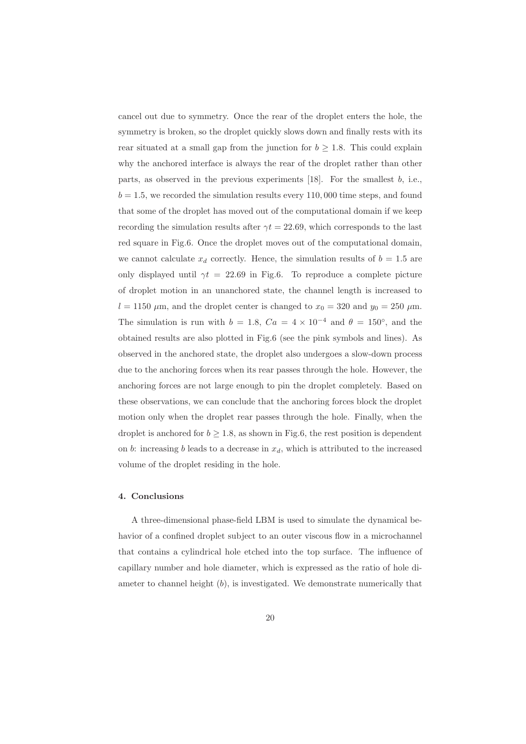cancel out due to symmetry. Once the rear of the droplet enters the hole, the symmetry is broken, so the droplet quickly slows down and finally rests with its rear situated at a small gap from the junction for $b \geq 1.8$. This could explain why the anchored interface is always the rear of the droplet rather than other parts, as observed in the previous experiments [18]. For the smallest $b$, i.e., $b = 1.5$, we recorded the simulation results every $110,000$ time steps, and found that some of the droplet has moved out of the computational domain if we keep recording the simulation results after $\gamma t = 22.69$, which corresponds to the last red square in Fig.6. Once the droplet moves out of the computational domain, we cannot calculate $x_d$ correctly. Hence, the simulation results of $b = 1.5$ are only displayed until $\gamma t = 22.69$ in Fig.6. To reproduce a complete picture of droplet motion in an unanchored state, the channel length is increased to $l = 1150$ $\mu$m, and the droplet center is changed to $x_0 = 320$ and $y_0 = 250$ $\mu$m. The simulation is run with $b = 1.8$, $Ca = 4 \times 10^{-4}$ and $\theta = 150^{\circ}$, and the obtained results are also plotted in Fig.6 (see the pink symbols and lines). As observed in the anchored state, the droplet also undergoes a slow-down process due to the anchoring forces when its rear passes through the hole. However, the anchoring forces are not large enough to pin the droplet completely. Based on these observations, we can conclude that the anchoring forces block the droplet motion only when the droplet rear passes through the hole. Finally, when the droplet is anchored for $b \geq 1.8$, as shown in Fig.6, the rest position is dependent on $b$: increasing $b$ leads to a decrease in $x_d$, which is attributed to the increased volume of the droplet residing in the hole.

## 4. Conclusions

A three-dimensional phase-field LBM is used to simulate the dynamical behavior of a confined droplet subject to an outer viscous flow in a microchannel that contains a cylindrical hole etched into the top surface. The influence of capillary number and hole diameter, which is expressed as the ratio of hole diameter to channel height ($b$), is investigated. We demonstrate numerically that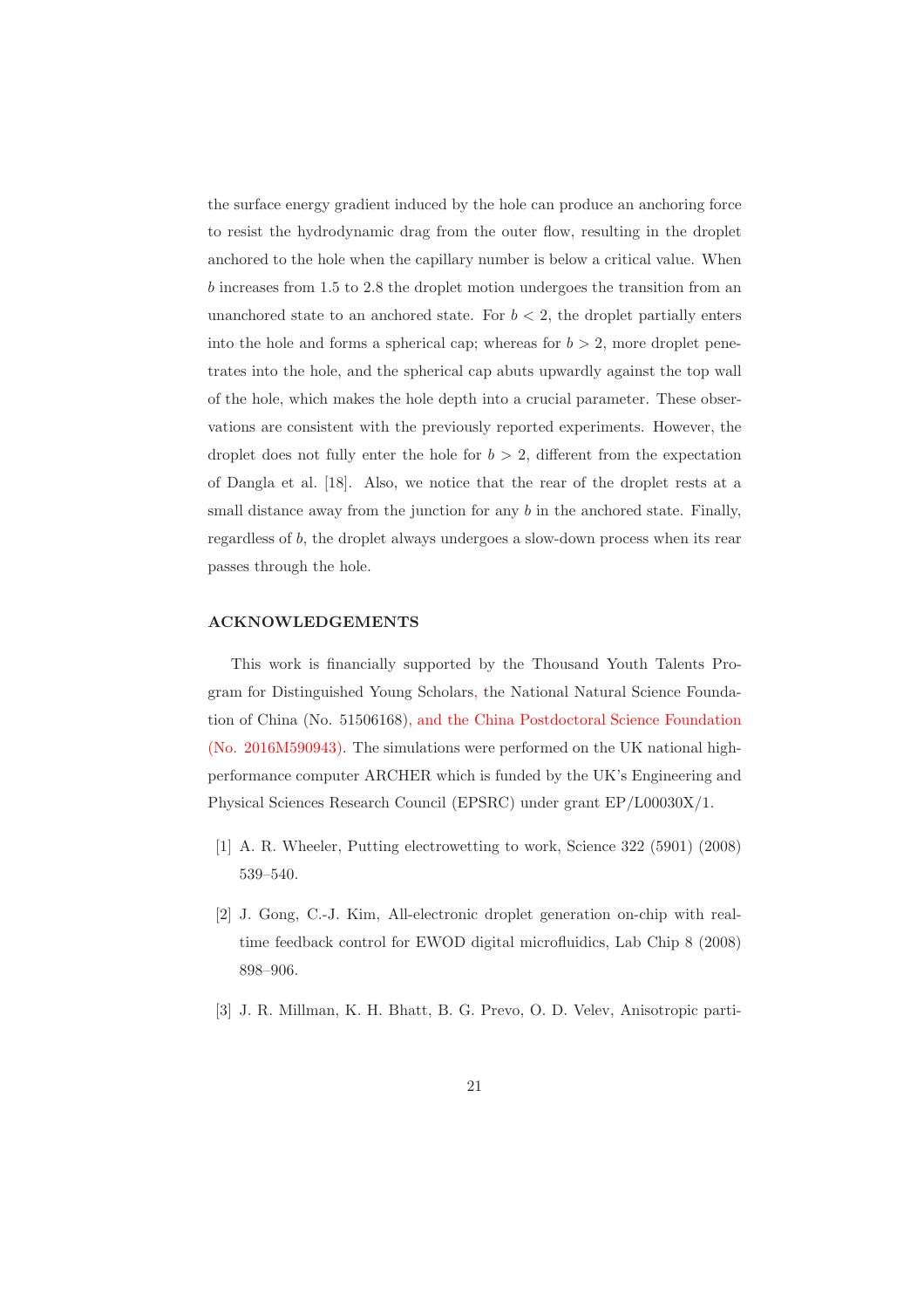the surface energy gradient induced by the hole can produce an anchoring force to resist the hydrodynamic drag from the outer flow, resulting in the droplet anchored to the hole when the capillary number is below a critical value. When $b$ increases from 1.5 to 2.8 the droplet motion undergoes the transition from an unanchored state to an anchored state. For $b < 2$, the droplet partially enters into the hole and forms a spherical cap; whereas for $b > 2$, more droplet penetrates into the hole, and the spherical cap abuts upwardly against the top wall of the hole, which makes the hole depth into a crucial parameter. These observations are consistent with the previously reported experiments. However, the droplet does not fully enter the hole for $b > 2$, different from the expectation of Dangla et al. [18]. Also, we notice that the rear of the droplet rests at a small distance away from the junction for any $b$ in the anchored state. Finally, regardless of $b$, the droplet always undergoes a slow-down process when its rear passes through the hole.

## ACKNOWLEDGEMENTS

This work is financially supported by the Thousand Youth Talents Program for Distinguished Young Scholars, the National Natural Science Foundation of China (No. 51506168), and the China Postdoctoral Science Foundation (No. 2016M590943). The simulations were performed on the UK national high-performance computer ARCHER which is funded by the UK's Engineering and Physical Sciences Research Council (EPSRC) under grant EP/L00030X/1.

[1] A. R. Wheeler, Putting electrowetting to work, Science 322 (5901) (2008) 539–540.

[2] J. Gong, C.-J. Kim, All-electronic droplet generation on-chip with real-time feedback control for EWOD digital microfluidics, Lab Chip 8 (2008) 898–906.

[3] J. R. Millman, K. H. Bhatt, B. G. Prevo, O. D. Velev, Anisotropic parti-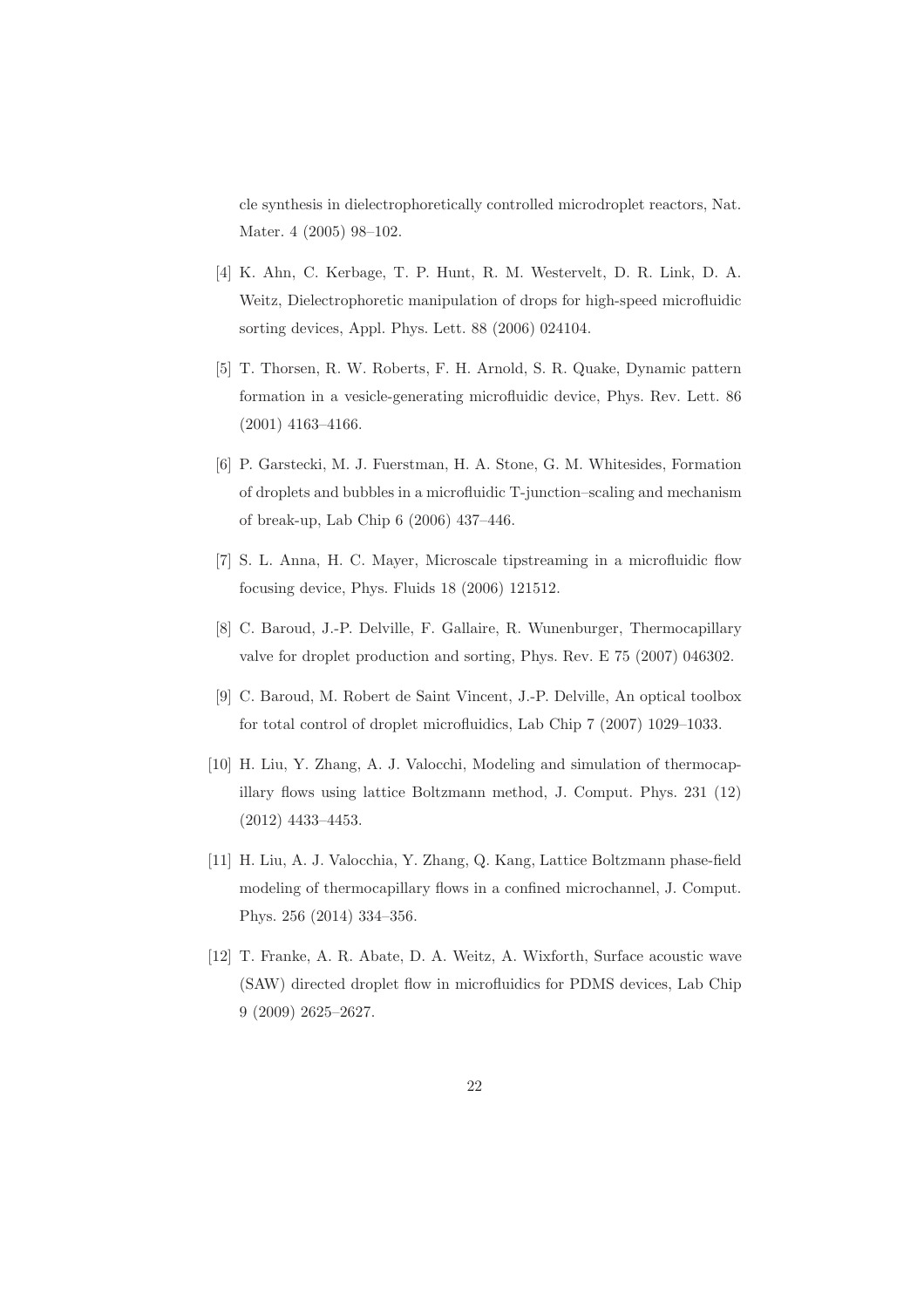cle synthesis in dielectrophoretically controlled microdroplet reactors, Nat. Mater. 4 (2005) 98–102.

[4] K. Ahn, C. Kerbage, T. P. Hunt, R. M. Westervelt, D. R. Link, D. A. Weitz, Dielectrophoretic manipulation of drops for high-speed microfluidic sorting devices, Appl. Phys. Lett. 88 (2006) 024104.

[5] T. Thorsen, R. W. Roberts, F. H. Arnold, S. R. Quake, Dynamic pattern formation in a vesicle-generating microfluidic device, Phys. Rev. Lett. 86 (2001) 4163–4166.

[6] P. Garstecki, M. J. Fuerstman, H. A. Stone, G. M. Whitesides, Formation of droplets and bubbles in a microfluidic T-junction–scaling and mechanism of break-up, Lab Chip 6 (2006) 437–446.

[7] S. L. Anna, H. C. Mayer, Microscale tipstreaming in a microfluidic flow focusing device, Phys. Fluids 18 (2006) 121512.

[8] C. Baroud, J.-P. Delville, F. Gallaire, R. Wunenburger, Thermocapillary valve for droplet production and sorting, Phys. Rev. E 75 (2007) 046302.

[9] C. Baroud, M. Robert de Saint Vincent, J.-P. Delville, An optical toolbox for total control of droplet microfluidics, Lab Chip 7 (2007) 1029–1033.

[10] H. Liu, Y. Zhang, A. J. Valocchi, Modeling and simulation of thermocapillary flows using lattice Boltzmann method, J. Comput. Phys. 231 (12) (2012) 4433–4453.

[11] H. Liu, A. J. Valocchia, Y. Zhang, Q. Kang, Lattice Boltzmann phase-field modeling of thermocapillary flows in a confined microchannel, J. Comput. Phys. 256 (2014) 334–356.

[12] T. Franke, A. R. Abate, D. A. Weitz, A. Wixforth, Surface acoustic wave (SAW) directed droplet flow in microfluidics for PDMS devices, Lab Chip 9 (2009) 2625–2627.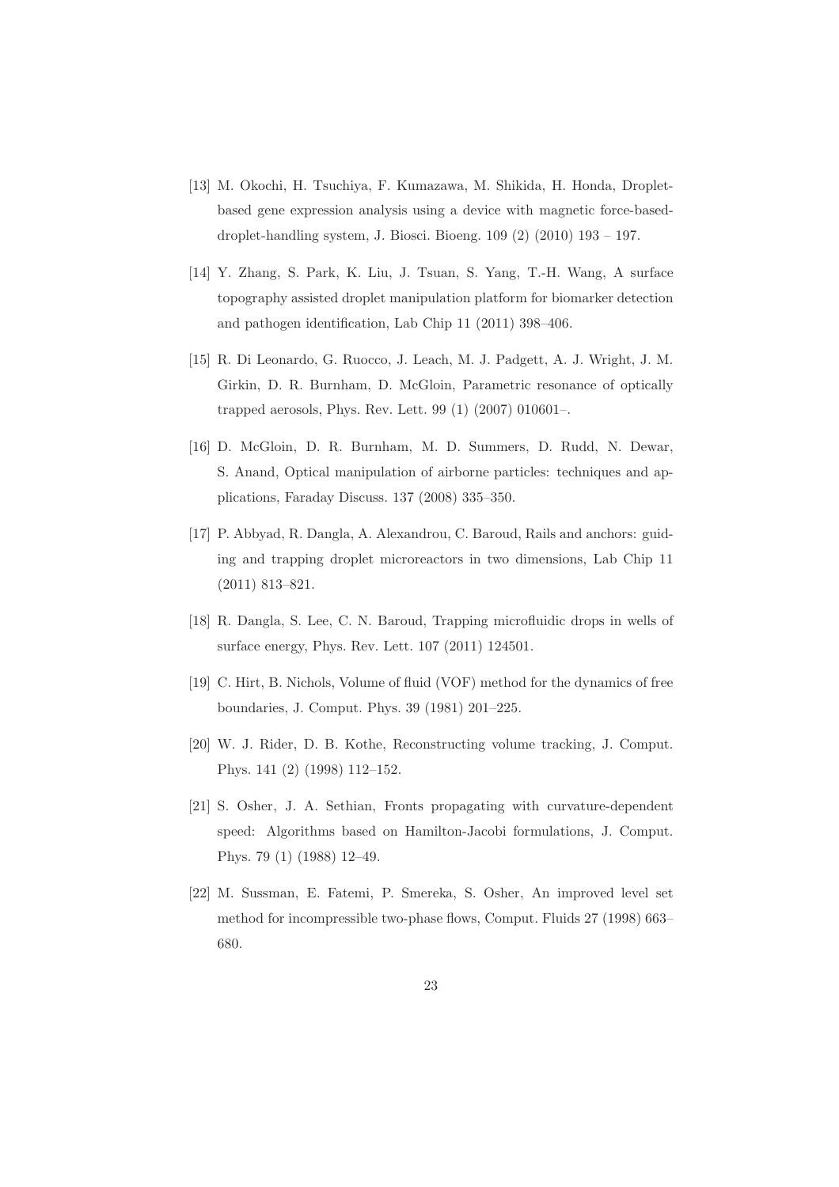[13] M. Okochi, H. Tsuchiya, F. Kumazawa, M. Shikida, H. Honda, Droplet-based gene expression analysis using a device with magnetic force-based-droplet-handling system, J. Biosci. Bioeng. 109 (2) (2010) 193 – 197.

[14] Y. Zhang, S. Park, K. Liu, J. Tsuan, S. Yang, T.-H. Wang, A surface topography assisted droplet manipulation platform for biomarker detection and pathogen identification, Lab Chip 11 (2011) 398–406.

[15] R. Di Leonardo, G. Ruocco, J. Leach, M. J. Padgett, A. J. Wright, J. M. Girkin, D. R. Burnham, D. McGloin, Parametric resonance of optically trapped aerosols, Phys. Rev. Lett. 99 (1) (2007) 010601–.

[16] D. McGloin, D. R. Burnham, M. D. Summers, D. Rudd, N. Dewar, S. Anand, Optical manipulation of airborne particles: techniques and applications, Faraday Discuss. 137 (2008) 335–350.

[17] P. Abbyad, R. Dangla, A. Alexandrou, C. Baroud, Rails and anchors: guiding and trapping droplet microreactors in two dimensions, Lab Chip 11 (2011) 813–821.

[18] R. Dangla, S. Lee, C. N. Baroud, Trapping microfluidic drops in wells of surface energy, Phys. Rev. Lett. 107 (2011) 124501.

[19] C. Hirt, B. Nichols, Volume of fluid (VOF) method for the dynamics of free boundaries, J. Comput. Phys. 39 (1981) 201–225.

[20] W. J. Rider, D. B. Kothe, Reconstructing volume tracking, J. Comput. Phys. 141 (2) (1998) 112–152.

[21] S. Osher, J. A. Sethian, Fronts propagating with curvature-dependent speed: Algorithms based on Hamilton-Jacobi formulations, J. Comput. Phys. 79 (1) (1988) 12–49.

[22] M. Sussman, E. Fatemi, P. Smereka, S. Osher, An improved level set method for incompressible two-phase flows, Comput. Fluids 27 (1998) 663–680.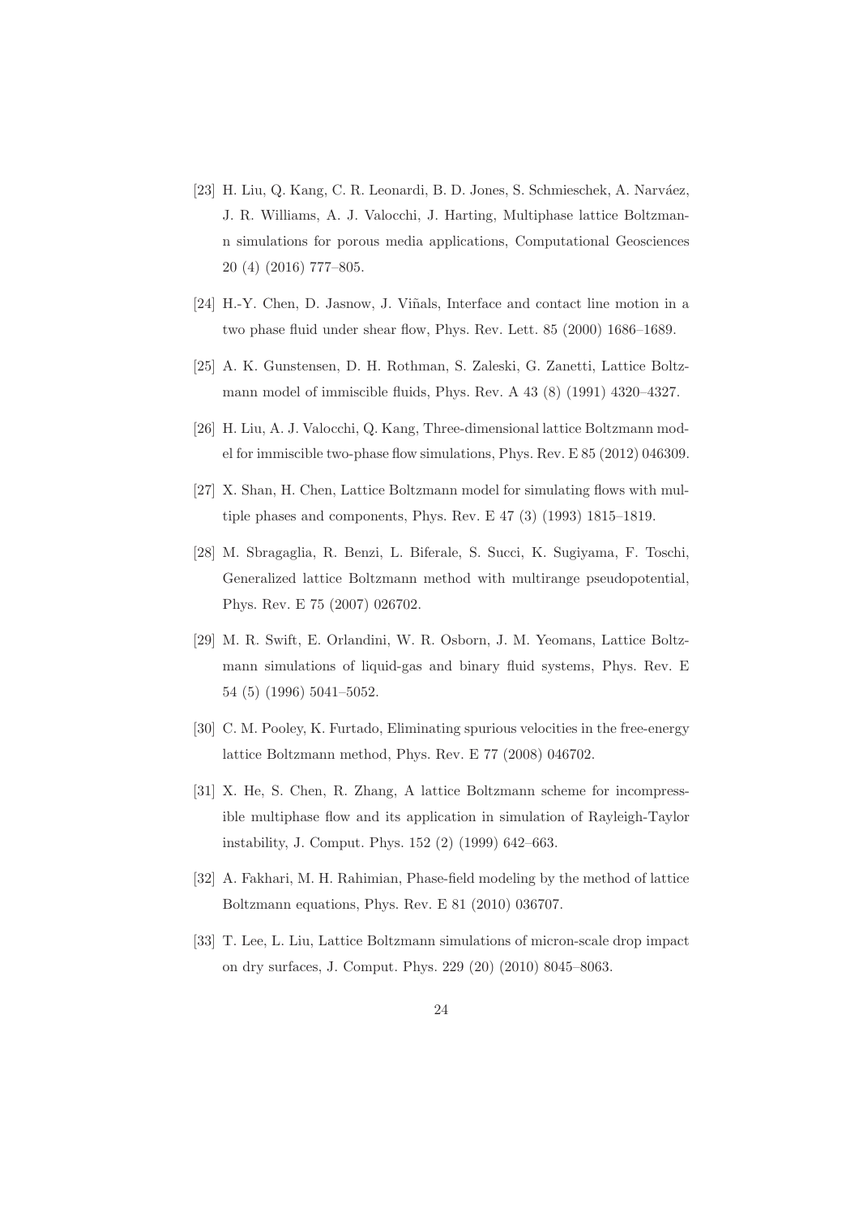[23] H. Liu, Q. Kang, C. R. Leonardi, B. D. Jones, S. Schmieschek, A. Narváez, J. R. Williams, A. J. Valocchi, J. Harting, Multiphase lattice Boltzmann simulations for porous media applications, Computational Geosciences 20 (4) (2016) 777–805.

[24] H.-Y. Chen, D. Jasnow, J. Viñals, Interface and contact line motion in a two phase fluid under shear flow, Phys. Rev. Lett. 85 (2000) 1686–1689.

[25] A. K. Gunstensen, D. H. Rothman, S. Zaleski, G. Zanetti, Lattice Boltzmann model of immiscible fluids, Phys. Rev. A 43 (8) (1991) 4320–4327.

[26] H. Liu, A. J. Valocchi, Q. Kang, Three-dimensional lattice Boltzmann model for immiscible two-phase flow simulations, Phys. Rev. E 85 (2012) 046309.

[27] X. Shan, H. Chen, Lattice Boltzmann model for simulating flows with multiple phases and components, Phys. Rev. E 47 (3) (1993) 1815–1819.

[28] M. Sbragaglia, R. Benzi, L. Biferale, S. Succi, K. Sugiyama, F. Toschi, Generalized lattice Boltzmann method with multirange pseudopotential, Phys. Rev. E 75 (2007) 026702.

[29] M. R. Swift, E. Orlandini, W. R. Osborn, J. M. Yeomans, Lattice Boltzmann simulations of liquid-gas and binary fluid systems, Phys. Rev. E 54 (5) (1996) 5041–5052.

[30] C. M. Pooley, K. Furtado, Eliminating spurious velocities in the free-energy lattice Boltzmann method, Phys. Rev. E 77 (2008) 046702.

[31] X. He, S. Chen, R. Zhang, A lattice Boltzmann scheme for incompressible multiphase flow and its application in simulation of Rayleigh-Taylor instability, J. Comput. Phys. 152 (2) (1999) 642–663.

[32] A. Fakhari, M. H. Rahimian, Phase-field modeling by the method of lattice Boltzmann equations, Phys. Rev. E 81 (2010) 036707.

[33] T. Lee, L. Liu, Lattice Boltzmann simulations of micron-scale drop impact on dry surfaces, J. Comput. Phys. 229 (20) (2010) 8045–8063.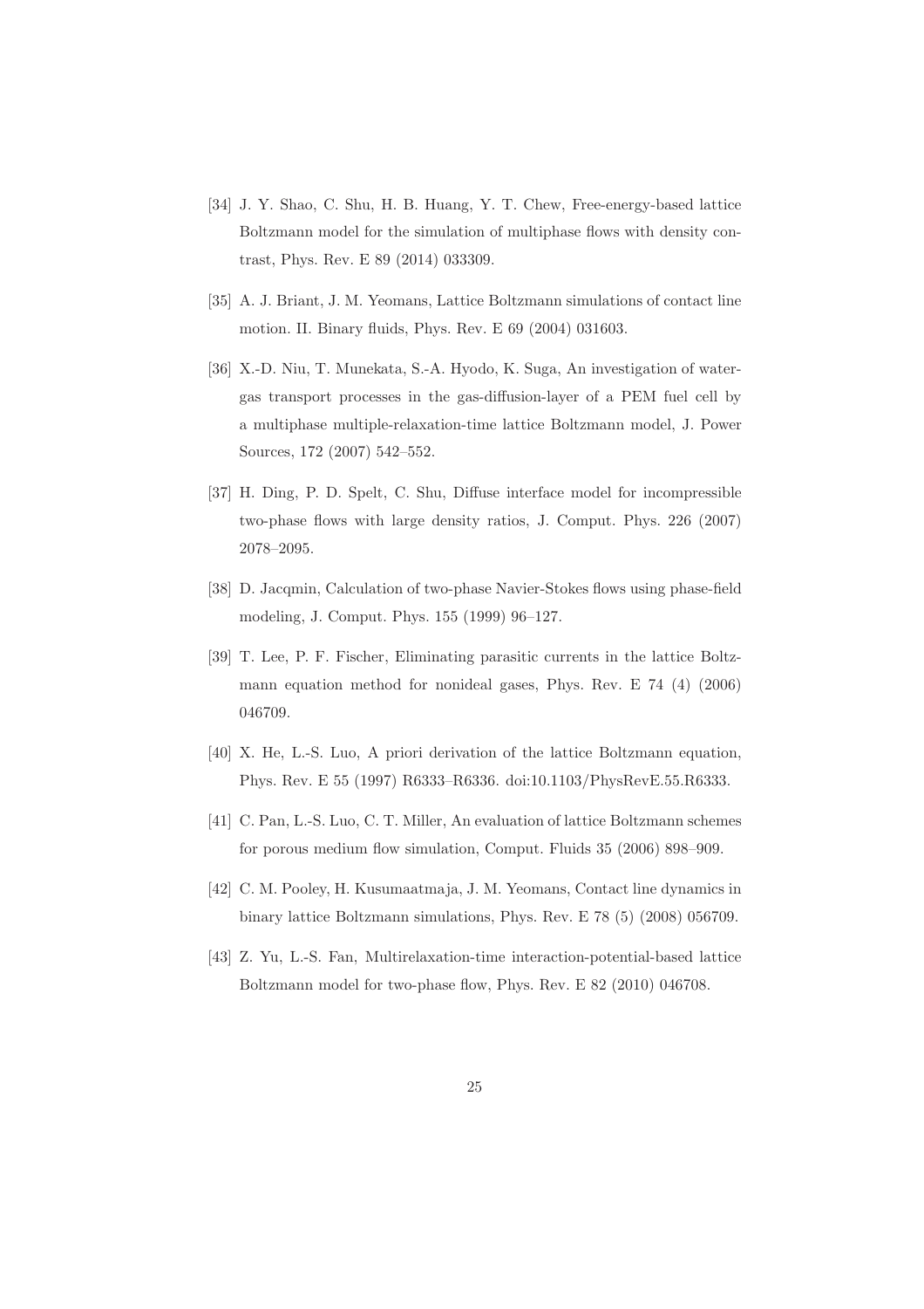[34] J. Y. Shao, C. Shu, H. B. Huang, Y. T. Chew, Free-energy-based lattice Boltzmann model for the simulation of multiphase flows with density contrast, Phys. Rev. E 89 (2014) 033309.

[35] A. J. Briant, J. M. Yeomans, Lattice Boltzmann simulations of contact line motion. II. Binary fluids, Phys. Rev. E 69 (2004) 031603.

[36] X.-D. Niu, T. Munekata, S.-A. Hyodo, K. Suga, An investigation of water-gas transport processes in the gas-diffusion-layer of a PEM fuel cell by a multiphase multiple-relaxation-time lattice Boltzmann model, J. Power Sources, 172 (2007) 542–552.

[37] H. Ding, P. D. Spelt, C. Shu, Diffuse interface model for incompressible two-phase flows with large density ratios, J. Comput. Phys. 226 (2007) 2078–2095.

[38] D. Jacqmin, Calculation of two-phase Navier-Stokes flows using phase-field modeling, J. Comput. Phys. 155 (1999) 96–127.

[39] T. Lee, P. F. Fischer, Eliminating parasitic currents in the lattice Boltzmann equation method for nonideal gases, Phys. Rev. E 74 (4) (2006) 046709.

[40] X. He, L.-S. Luo, A priori derivation of the lattice Boltzmann equation, Phys. Rev. E 55 (1997) R6333–R6336. doi:10.1103/PhysRevE.55.R6333.

[41] C. Pan, L.-S. Luo, C. T. Miller, An evaluation of lattice Boltzmann schemes for porous medium flow simulation, Comput. Fluids 35 (2006) 898–909.

[42] C. M. Pooley, H. Kusumaatmaja, J. M. Yeomans, Contact line dynamics in binary lattice Boltzmann simulations, Phys. Rev. E 78 (5) (2008) 056709.

[43] Z. Yu, L.-S. Fan, Multirelaxation-time interaction-potential-based lattice Boltzmann model for two-phase flow, Phys. Rev. E 82 (2010) 046708.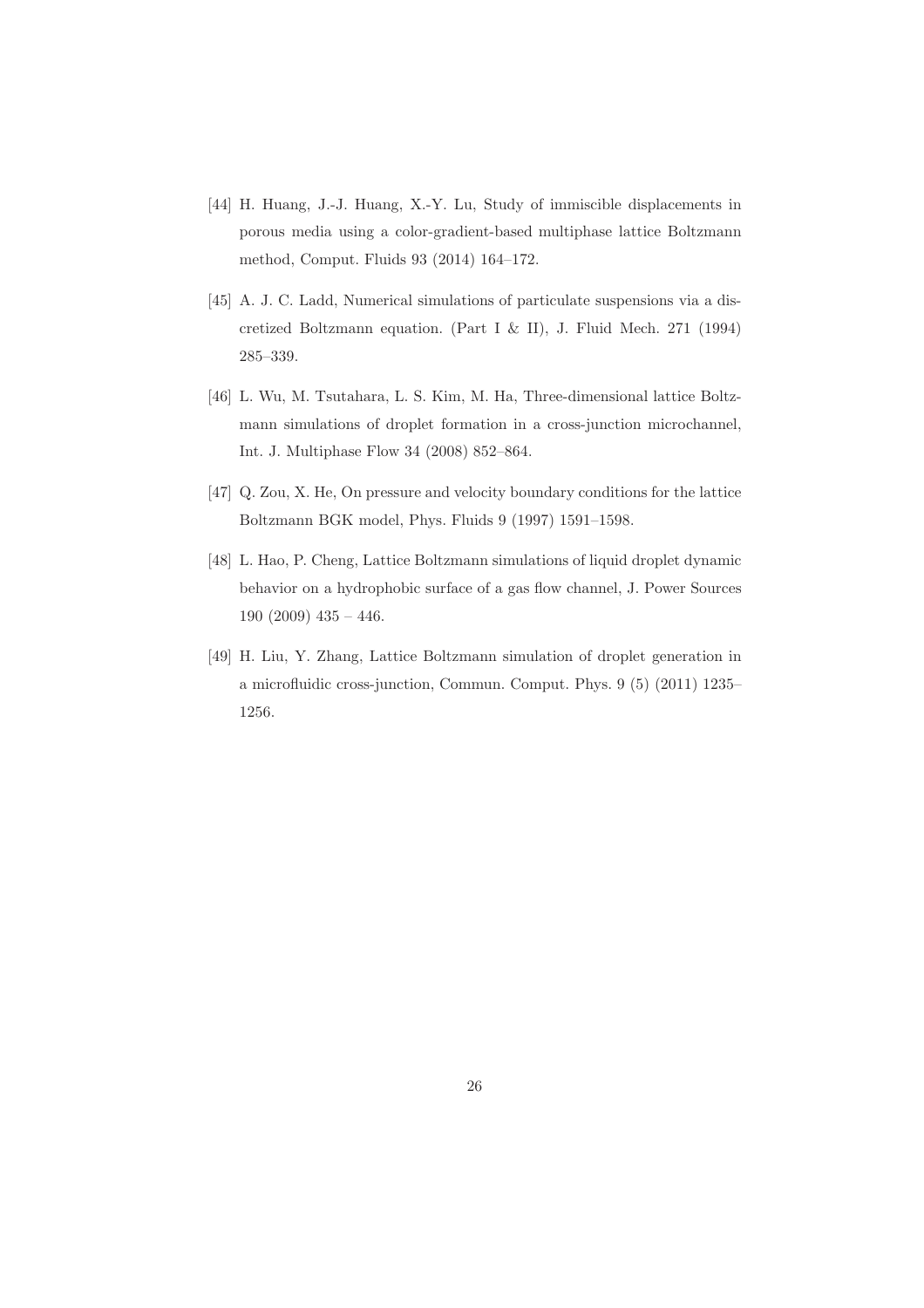[44] H. Huang, J.-J. Huang, X.-Y. Lu, Study of immiscible displacements in porous media using a color-gradient-based multiphase lattice Boltzmann method, Comput. Fluids 93 (2014) 164–172.

[45] A. J. C. Ladd, Numerical simulations of particulate suspensions via a discretized Boltzmann equation. (Part I & II), J. Fluid Mech. 271 (1994) 285–339.

[46] L. Wu, M. Tsutahara, L. S. Kim, M. Ha, Three-dimensional lattice Boltzmann simulations of droplet formation in a cross-junction microchannel, Int. J. Multiphase Flow 34 (2008) 852–864.

[47] Q. Zou, X. He, On pressure and velocity boundary conditions for the lattice Boltzmann BGK model, Phys. Fluids 9 (1997) 1591–1598.

[48] L. Hao, P. Cheng, Lattice Boltzmann simulations of liquid droplet dynamic behavior on a hydrophobic surface of a gas flow channel, J. Power Sources 190 (2009) 435 – 446.

[49] H. Liu, Y. Zhang, Lattice Boltzmann simulation of droplet generation in a microfluidic cross-junction, Commun. Comput. Phys. 9 (5) (2011) 1235–1256.